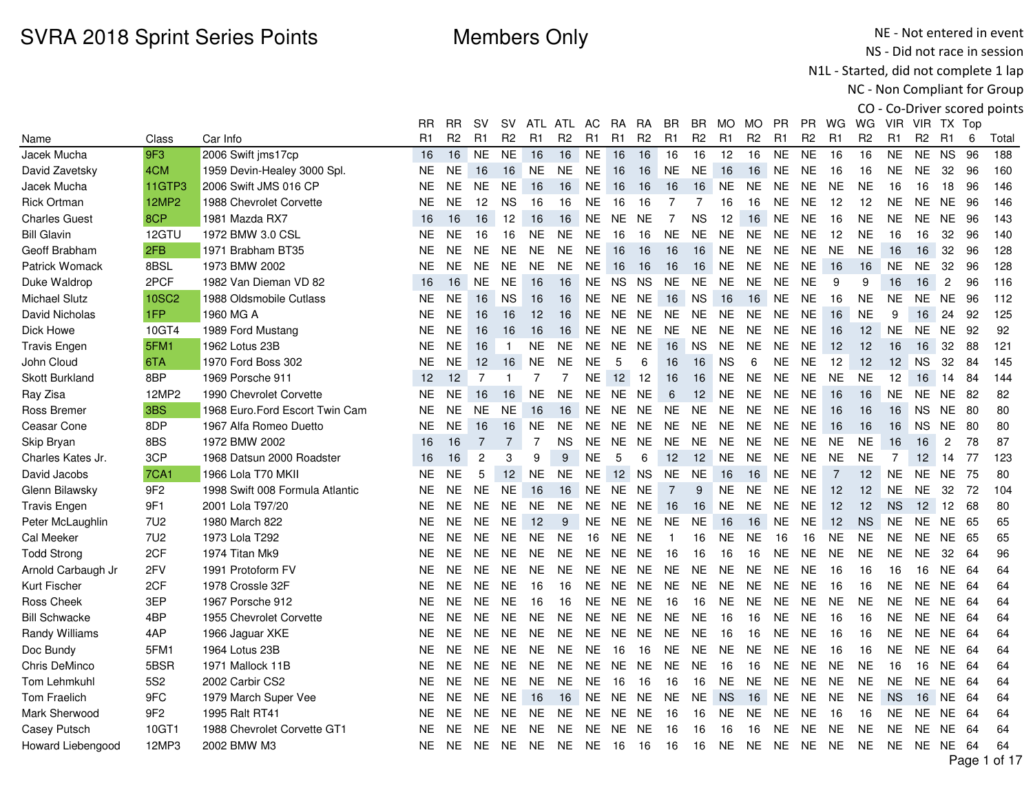# SVRA 2018 Sprint Series Points

## Members Only

NE - Not entered in event
NS - Did not race in session
N1L - Started, did not complete 1 lap
NC - Non Compliant for Group
CO - Co-Driver scored points

| Name | Class | Car Info | RR R1 | RR R2 | SV R1 | SV R2 | ATL R1 | ATL R2 | AC R1 | RA R1 | RA R2 | BR R1 | BR R2 | MO R1 | MO R2 | PR R1 | PR R2 | WG R1 | WG R2 | VIR R1 | VIR R2 | TX R1 | Top 6 | Total |
|---|---|---|---|---|---|---|---|---|---|---|---|---|---|---|---|---|---|---|---|---|---|---|---|---|
| Jacek Mucha | 9F3 | 2006 Swift jms17cp | 16 | 16 | NE | NE | 16 | 16 | NE | 16 | 16 | 16 | 16 | 12 | 16 | NE | NE | 16 | 16 | NE | NE | NS | 96 | 188 |
| David Zavetsky | 4CM | 1959 Devin-Healey 3000 Spl. | NE | NE | 16 | 16 | NE | NE | NE | 16 | 16 | NE | NE | 16 | 16 | NE | NE | 16 | 16 | NE | NE | 32 | 96 | 160 |
| Jacek Mucha | 11GTP3 | 2006 Swift JMS 016 CP | NE | NE | NE | NE | 16 | 16 | NE | 16 | 16 | 16 | 16 | NE | NE | NE | NE | NE | NE | 16 | 16 | 18 | 96 | 146 |
| Rick Ortman | 12MP2 | 1988 Chevrolet Corvette | NE | NE | 12 | NS | 16 | 16 | NE | 16 | 16 | 7 | 7 | 16 | 16 | NE | NE | 12 | 12 | NE | NE | NE | 96 | 146 |
| Charles Guest | 8CP | 1981 Mazda RX7 | 16 | 16 | 16 | 12 | 16 | 16 | NE | NE | NE | 7 | NS | 12 | 16 | NE | NE | 16 | NE | NE | NE | NE | 96 | 143 |
| Bill Glavin | 12GTU | 1972 BMW 3.0 CSL | NE | NE | 16 | 16 | NE | NE | NE | 16 | 16 | NE | NE | NE | NE | NE | NE | 12 | NE | 16 | 16 | 32 | 96 | 140 |
| Geoff Brabham | 2FB | 1971 Brabham BT35 | NE | NE | NE | NE | NE | NE | NE | 16 | 16 | 16 | 16 | NE | NE | NE | NE | NE | NE | 16 | 16 | 32 | 96 | 128 |
| Patrick Womack | 8BSL | 1973 BMW 2002 | NE | NE | NE | NE | NE | NE | NE | 16 | 16 | 16 | 16 | NE | NE | NE | NE | 16 | 16 | NE | NE | 32 | 96 | 128 |
| Duke Waldrop | 2PCF | 1982 Van Dieman VD 82 | 16 | 16 | NE | NE | 16 | 16 | NE | NS | NS | NE | NE | NE | NE | NE | NE | 9 | 9 | 16 | 16 | 2 | 96 | 116 |
| Michael Slutz | 10SC2 | 1988 Oldsmobile Cutlass | NE | NE | 16 | NS | 16 | 16 | NE | NE | NE | 16 | NS | 16 | 16 | NE | NE | 16 | NE | NE | NE | NE | 96 | 112 |
| David Nicholas | 1FP | 1960 MG A | NE | NE | 16 | 16 | 12 | 16 | NE | NE | NE | NE | NE | NE | NE | NE | NE | 16 | NE | 9 | 16 | 24 | 92 | 125 |
| Dick Howe | 10GT4 | 1989 Ford Mustang | NE | NE | 16 | 16 | 16 | 16 | NE | NE | NE | NE | NE | NE | NE | NE | NE | 16 | 12 | NE | NE | NE | 92 | 92 |
| Travis Engen | 5FM1 | 1962 Lotus 23B | NE | NE | 16 | 1 | NE | NE | NE | NE | NE | 16 | NS | NE | NE | NE | NE | 12 | 12 | 16 | 16 | 32 | 88 | 121 |
| John Cloud | 6TA | 1970 Ford Boss 302 | NE | NE | 12 | 16 | NE | NE | NE | 5 | 6 | 16 | 16 | NS | 6 | NE | NE | 12 | 12 | 12 | NS | 32 | 84 | 145 |
| Skott Burkland | 8BP | 1969 Porsche 911 | 12 | 12 | 7 | 1 | 7 | 7 | NE | 12 | 12 | 16 | 16 | NE | NE | NE | NE | NE | NE | 12 | 16 | 14 | 84 | 144 |
| Ray Zisa | 12MP2 | 1990 Chevrolet Corvette | NE | NE | 16 | 16 | NE | NE | NE | NE | NE | 6 | 12 | NE | NE | NE | NE | 16 | 16 | NE | NE | NE | 82 | 82 |
| Ross Bremer | 3BS | 1968 Euro.Ford Escort Twin Cam | NE | NE | NE | NE | 16 | 16 | NE | NE | NE | NE | NE | NE | NE | NE | NE | 16 | 16 | 16 | NS | NE | 80 | 80 |
| Ceasar Cone | 8DP | 1967 Alfa Romeo Duetto | NE | NE | 16 | 16 | NE | NE | NE | NE | NE | NE | NE | NE | NE | NE | NE | 16 | 16 | 16 | NS | NE | 80 | 80 |
| Skip Bryan | 8BS | 1972 BMW 2002 | 16 | 16 | 7 | 7 | 7 | NS | NE | NE | NE | NE | NE | NE | NE | NE | NE | NE | NE | 16 | 16 | 2 | 78 | 87 |
| Charles Kates Jr. | 3CP | 1968 Datsun 2000 Roadster | 16 | 16 | 2 | 3 | 9 | 9 | NE | 5 | 6 | 12 | 12 | NE | NE | NE | NE | NE | NE | 7 | 12 | 14 | 77 | 123 |
| David Jacobs | 7CA1 | 1966 Lola T70 MKII | NE | NE | 5 | 12 | NE | NE | NE | 12 | NS | NE | NE | 16 | 16 | NE | NE | 7 | 12 | NE | NE | NE | 75 | 80 |
| Glenn Bilawsky | 9F2 | 1998 Swift 008 Formula Atlantic | NE | NE | NE | NE | 16 | 16 | NE | NE | NE | 7 | 9 | NE | NE | NE | NE | 12 | 12 | NE | NE | 32 | 72 | 104 |
| Travis Engen | 9F1 | 2001 Lola T97/20 | NE | NE | NE | NE | NE | NE | NE | NE | NE | 16 | 16 | NE | NE | NE | NE | 12 | 12 | NS | 12 | 12 | 68 | 80 |
| Peter McLaughlin | 7U2 | 1980 March 822 | NE | NE | NE | NE | 12 | 9 | NE | NE | NE | NE | NE | 16 | 16 | NE | NE | 12 | NS | NE | NE | NE | 65 | 65 |
| Cal Meeker | 7U2 | 1973 Lola T292 | NE | NE | NE | NE | NE | NE | 16 | NE | NE | 1 | 16 | NE | NE | 16 | 16 | NE | NE | NE | NE | NE | 65 | 65 |
| Todd Strong | 2CF | 1974 Titan Mk9 | NE | NE | NE | NE | NE | NE | NE | NE | NE | 16 | 16 | 16 | 16 | NE | NE | NE | NE | NE | NE | 32 | 64 | 96 |
| Arnold Carbaugh Jr | 2FV | 1991 Protoform FV | NE | NE | NE | NE | NE | NE | NE | NE | NE | NE | NE | NE | NE | NE | NE | 16 | 16 | 16 | 16 | NE | 64 | 64 |
| Kurt Fischer | 2CF | 1978 Crossle 32F | NE | NE | NE | NE | 16 | 16 | NE | NE | NE | NE | NE | NE | NE | NE | NE | 16 | 16 | NE | NE | NE | 64 | 64 |
| Ross Cheek | 3EP | 1967 Porsche 912 | NE | NE | NE | NE | 16 | 16 | NE | NE | NE | 16 | 16 | NE | NE | NE | NE | NE | NE | NE | NE | NE | 64 | 64 |
| Bill Schwacke | 4BP | 1955 Chevrolet Corvette | NE | NE | NE | NE | NE | NE | NE | NE | NE | NE | NE | 16 | 16 | NE | NE | 16 | 16 | NE | NE | NE | 64 | 64 |
| Randy Williams | 4AP | 1966 Jaguar XKE | NE | NE | NE | NE | NE | NE | NE | NE | NE | NE | NE | 16 | 16 | NE | NE | 16 | 16 | NE | NE | NE | 64 | 64 |
| Doc Bundy | 5FM1 | 1964 Lotus 23B | NE | NE | NE | NE | NE | NE | NE | 16 | 16 | NE | NE | NE | NE | NE | NE | 16 | 16 | NE | NE | NE | 64 | 64 |
| Chris DeMinco | 5BSR | 1971 Mallock 11B | NE | NE | NE | NE | NE | NE | NE | NE | NE | NE | NE | 16 | 16 | NE | NE | NE | NE | 16 | 16 | NE | 64 | 64 |
| Tom Lehmkuhl | 5S2 | 2002 Carbir CS2 | NE | NE | NE | NE | NE | NE | NE | 16 | 16 | 16 | 16 | NE | NE | NE | NE | NE | NE | NE | NE | NE | 64 | 64 |
| Tom Fraelich | 9FC | 1979 March Super Vee | NE | NE | NE | NE | 16 | 16 | NE | NE | NE | NE | NE | NS | 16 | NE | NE | NE | NE | NS | 16 | NE | 64 | 64 |
| Mark Sherwood | 9F2 | 1995 Ralt RT41 | NE | NE | NE | NE | NE | NE | NE | NE | NE | 16 | 16 | NE | NE | NE | NE | 16 | 16 | NE | NE | NE | 64 | 64 |
| Casey Putsch | 10GT1 | 1988 Chevrolet Corvette GT1 | NE | NE | NE | NE | NE | NE | NE | NE | NE | 16 | 16 | 16 | 16 | NE | NE | NE | NE | NE | NE | NE | 64 | 64 |
| Howard Liebengood | 12MP3 | 2002 BMW M3 | NE | NE | NE | NE | NE | NE | NE | 16 | 16 | 16 | 16 | NE | NE | NE | NE | NE | NE | NE | NE | NE | 64 | 64 |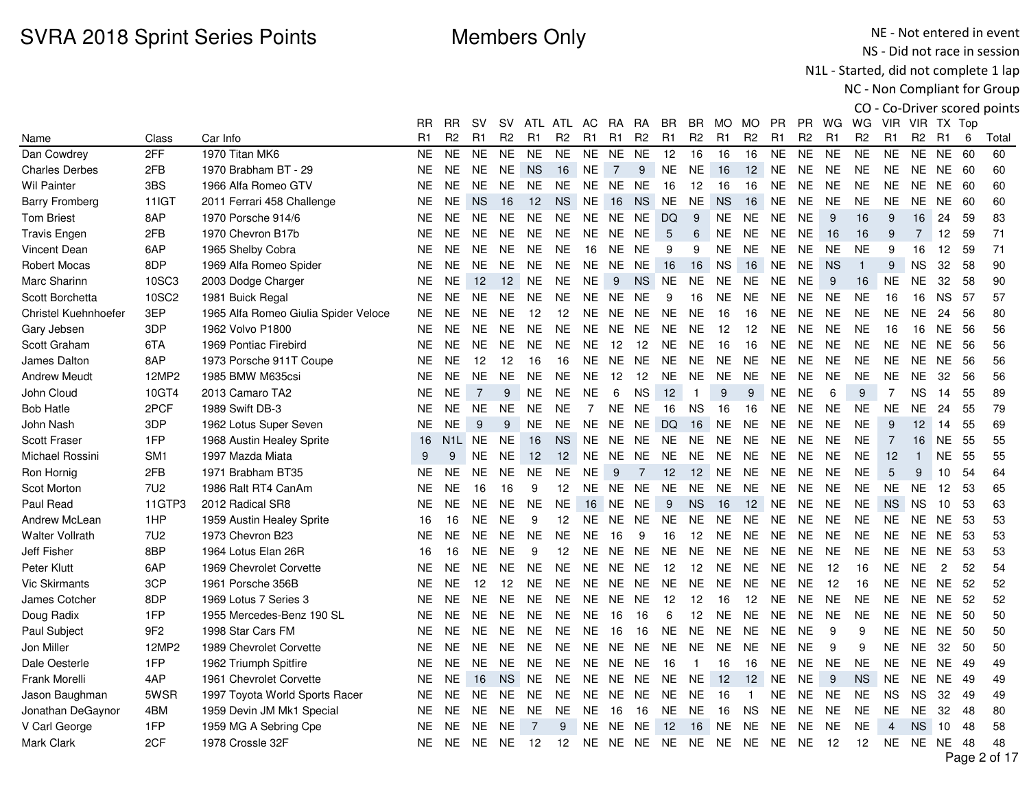# SVRA 2018 Sprint Series Points

## Members Only

NE - Not entered in event
NS - Did not race in session
N1L - Started, did not complete 1 lap
NC - Non Compliant for Group
CO - Co-Driver scored points

| Name | Class | Car Info | RR R1 | RR R2 | SV R1 | SV R2 | ATL R1 | ATL R2 | AC R1 | RA R1 | RA R2 | BR R1 | BR R2 | MO R1 | MO R2 | PR R1 | PR R2 | WG R1 | WG R2 | VIR R1 | VIR R2 | TX R1 | Top 6 | Total |
|---|---|---|---|---|---|---|---|---|---|---|---|---|---|---|---|---|---|---|---|---|---|---|---|---|
| Dan Cowdrey | 2FF | 1970 Titan MK6 | NE | NE | NE | NE | NE | NE | NE | NE | NE | 12 | 16 | 16 | 16 | NE | NE | NE | NE | NE | NE | NE | 60 | 60 |
| Charles Derbes | 2FB | 1970 Brabham BT - 29 | NE | NE | NE | NE | NS | 16 | NE | 7 | 9 | NE | NE | 16 | 12 | NE | NE | NE | NE | NE | NE | NE | 60 | 60 |
| Wil Painter | 3BS | 1966 Alfa Romeo GTV | NE | NE | NE | NE | NE | NE | NE | NE | NE | 16 | 12 | 16 | 16 | NE | NE | NE | NE | NE | NE | NE | 60 | 60 |
| Barry Fromberg | 11IGT | 2011 Ferrari 458 Challenge | NE | NE | NS | 16 | 12 | NS | NE | 16 | NS | NE | NE | NS | 16 | NE | NE | NE | NE | NE | NE | NE | 60 | 60 |
| Tom Briest | 8AP | 1970 Porsche 914/6 | NE | NE | NE | NE | NE | NE | NE | NE | NE | DQ | 9 | NE | NE | NE | NE | 9 | 16 | 9 | 16 | 24 | 59 | 83 |
| Travis Engen | 2FB | 1970 Chevron B17b | NE | NE | NE | NE | NE | NE | NE | NE | NE | 5 | 6 | NE | NE | NE | NE | 16 | 16 | 9 | 7 | 12 | 59 | 71 |
| Vincent Dean | 6AP | 1965 Shelby Cobra | NE | NE | NE | NE | NE | NE | 16 | NE | NE | 9 | 9 | NE | NE | NE | NE | NE | NE | 9 | 16 | 12 | 59 | 71 |
| Robert Mocas | 8DP | 1969 Alfa Romeo Spider | NE | NE | NE | NE | NE | NE | NE | NE | NE | 16 | 16 | NS | 16 | NE | NE | NS | 1 | 9 | NS | 32 | 58 | 90 |
| Marc Sharinn | 10SC3 | 2003 Dodge Charger | NE | NE | 12 | 12 | NE | NE | NE | 9 | NS | NE | NE | NE | NE | NE | NE | 9 | 16 | NE | NE | 32 | 58 | 90 |
| Scott Borchetta | 10SC2 | 1981 Buick Regal | NE | NE | NE | NE | NE | NE | NE | NE | NE | 9 | 16 | NE | NE | NE | NE | NE | NE | 16 | 16 | NS | 57 | 57 |
| Christel Kuehnhoefer | 3EP | 1965 Alfa Romeo Giulia Spider Veloce | NE | NE | NE | NE | 12 | 12 | NE | NE | NE | NE | NE | 16 | 16 | NE | NE | NE | NE | NE | NE | 24 | 56 | 80 |
| Gary Jebsen | 3DP | 1962 Volvo P1800 | NE | NE | NE | NE | NE | NE | NE | NE | NE | NE | NE | 12 | 12 | NE | NE | NE | NE | 16 | 16 | NE | 56 | 56 |
| Scott Graham | 6TA | 1969 Pontiac Firebird | NE | NE | NE | NE | NE | NE | NE | 12 | 12 | NE | NE | 16 | 16 | NE | NE | NE | NE | NE | NE | NE | 56 | 56 |
| James Dalton | 8AP | 1973 Porsche 911T Coupe | NE | NE | 12 | 12 | 16 | 16 | NE | NE | NE | NE | NE | NE | NE | NE | NE | NE | NE | NE | NE | NE | 56 | 56 |
| Andrew Meudt | 12MP2 | 1985 BMW M635csi | NE | NE | NE | NE | NE | NE | NE | 12 | 12 | NE | NE | NE | NE | NE | NE | NE | NE | NE | NE | 32 | 56 | 56 |
| John Cloud | 10GT4 | 2013 Camaro TA2 | NE | NE | 7 | 9 | NE | NE | NE | 6 | NS | 12 | 1 | 9 | 9 | NE | NE | 6 | 9 | 7 | NS | 14 | 55 | 89 |
| Bob Hatle | 2PCF | 1989 Swift DB-3 | NE | NE | NE | NE | NE | NE | 7 | NE | NE | 16 | NS | 16 | 16 | NE | NE | NE | NE | NE | NE | 24 | 55 | 79 |
| John Nash | 3DP | 1962 Lotus Super Seven | NE | NE | 9 | 9 | NE | NE | NE | NE | NE | DQ | 16 | NE | NE | NE | NE | NE | NE | 9 | 12 | 14 | 55 | 69 |
| Scott Fraser | 1FP | 1968 Austin Healey Sprite | 16 | N1L | NE | NE | 16 | NS | NE | NE | NE | NE | NE | NE | NE | NE | NE | NE | NE | 7 | 16 | NE | 55 | 55 |
| Michael Rossini | SM1 | 1997 Mazda Miata | 9 | 9 | NE | NE | 12 | 12 | NE | NE | NE | NE | NE | NE | NE | NE | NE | NE | NE | 12 | 1 | NE | 55 | 55 |
| Ron Hornig | 2FB | 1971 Brabham BT35 | NE | NE | NE | NE | NE | NE | NE | 9 | 7 | 12 | 12 | NE | NE | NE | NE | NE | NE | 5 | 9 | 10 | 54 | 64 |
| Scot Morton | 7U2 | 1986 Ralt RT4 CanAm | NE | NE | 16 | 16 | 9 | 12 | NE | NE | NE | NE | NE | NE | NE | NE | NE | NE | NE | NE | NE | 12 | 53 | 65 |
| Paul Read | 11GTP3 | 2012 Radical SR8 | NE | NE | NE | NE | NE | NE | 16 | NE | NE | 9 | NS | 16 | 12 | NE | NE | NE | NE | NS | NS | 10 | 53 | 63 |
| Andrew McLean | 1HP | 1959 Austin Healey Sprite | 16 | 16 | NE | NE | 9 | 12 | NE | NE | NE | NE | NE | NE | NE | NE | NE | NE | NE | NE | NE | NE | 53 | 53 |
| Walter Vollrath | 7U2 | 1973 Chevron B23 | NE | NE | NE | NE | NE | NE | NE | 16 | 9 | 16 | 12 | NE | NE | NE | NE | NE | NE | NE | NE | NE | 53 | 53 |
| Jeff Fisher | 8BP | 1964 Lotus Elan 26R | 16 | 16 | NE | NE | 9 | 12 | NE | NE | NE | NE | NE | NE | NE | NE | NE | NE | NE | NE | NE | NE | 53 | 53 |
| Peter Klutt | 6AP | 1969 Chevrolet Corvette | NE | NE | NE | NE | NE | NE | NE | NE | NE | 12 | 12 | NE | NE | NE | NE | 12 | 16 | NE | NE | 2 | 52 | 54 |
| Vic Skirmants | 3CP | 1961 Porsche 356B | NE | NE | 12 | 12 | NE | NE | NE | NE | NE | NE | NE | NE | NE | NE | NE | 12 | 16 | NE | NE | NE | 52 | 52 |
| James Cotcher | 8DP | 1969 Lotus 7 Series 3 | NE | NE | NE | NE | NE | NE | NE | NE | NE | 12 | 12 | 16 | 12 | NE | NE | NE | NE | NE | NE | NE | 52 | 52 |
| Doug Radix | 1FP | 1955 Mercedes-Benz 190 SL | NE | NE | NE | NE | NE | NE | NE | 16 | 16 | 6 | 12 | NE | NE | NE | NE | NE | NE | NE | NE | NE | 50 | 50 |
| Paul Subject | 9F2 | 1998 Star Cars FM | NE | NE | NE | NE | NE | NE | NE | 16 | 16 | NE | NE | NE | NE | NE | NE | 9 | 9 | NE | NE | NE | 50 | 50 |
| Jon Miller | 12MP2 | 1989 Chevrolet Corvette | NE | NE | NE | NE | NE | NE | NE | NE | NE | NE | NE | NE | NE | NE | NE | 9 | 9 | NE | NE | 32 | 50 | 50 |
| Dale Oesterle | 1FP | 1962 Triumph Spitfire | NE | NE | NE | NE | NE | NE | NE | NE | NE | 16 | 1 | 16 | 16 | NE | NE | NE | NE | NE | NE | NE | 49 | 49 |
| Frank Morelli | 4AP | 1961 Chevrolet Corvette | NE | NE | 16 | NS | NE | NE | NE | NE | NE | NE | NE | 12 | 12 | NE | NE | 9 | NS | NE | NE | NE | 49 | 49 |
| Jason Baughman | 5WSR | 1997 Toyota World Sports Racer | NE | NE | NE | NE | NE | NE | NE | NE | NE | NE | NE | 16 | 1 | NE | NE | NE | NE | NS | NS | 32 | 49 | 49 |
| Jonathan DeGaynor | 4BM | 1959 Devin JM Mk1 Special | NE | NE | NE | NE | NE | NE | NE | 16 | 16 | NE | NE | 16 | NS | NE | NE | NE | NE | NE | NE | 32 | 48 | 80 |
| V Carl George | 1FP | 1959 MG A Sebring Cpe | NE | NE | NE | NE | 7 | 9 | NE | NE | NE | 12 | 16 | NE | NE | NE | NE | NE | NE | 4 | NS | 10 | 48 | 58 |
| Mark Clark | 2CF | 1978 Crossle 32F | NE | NE | NE | NE | 12 | 12 | NE | NE | NE | NE | NE | NE | NE | NE | NE | 12 | 12 | NE | NE | NE | 48 | 48 |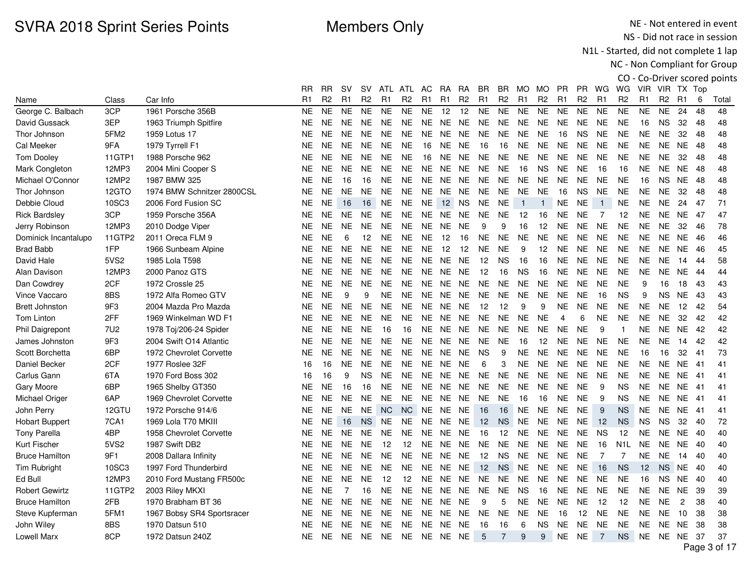# SVRA 2018 Sprint Series Points

## Members Only

NE - Not entered in event
NS - Did not race in session
N1L - Started, did not complete 1 lap
NC - Non Compliant for Group
CO - Co-Driver scored points

| Name | Class | Car Info | RR R1 | RR R2 | SV R1 | SV R2 | ATL R1 | ATL R2 | AC R1 | RA R1 | RA R2 | BR R1 | BR R2 | MO R1 | MO R2 | PR R1 | PR R2 | WG R1 | WG R2 | VIR R1 | VIR R2 | TX R1 | Top 6 | Total |
|---|---|---|---|---|---|---|---|---|---|---|---|---|---|---|---|---|---|---|---|---|---|---|---|---|
| George C. Balbach | 3CP | 1961 Porsche 356B | NE | NE | NE | NE | NE | NE | NE | 12 | 12 | NE | NE | NE | NE | NE | NE | NE | NE | NE | NE | 24 | 48 | 48 |
| David Gussack | 3EP | 1963 Triumph Spitfire | NE | NE | NE | NE | NE | NE | NE | NE | NE | NE | NE | NE | NE | NE | NE | NE | NE | 16 | NS | 32 | 48 | 48 |
| Thor Johnson | 5FM2 | 1959 Lotus 17 | NE | NE | NE | NE | NE | NE | NE | NE | NE | NE | NE | NE | NE | 16 | NS | NE | NE | NE | NE | 32 | 48 | 48 |
| Cal Meeker | 9FA | 1979 Tyrrell F1 | NE | NE | NE | NE | NE | NE | 16 | NE | NE | 16 | 16 | NE | NE | NE | NE | NE | NE | NE | NE | NE | 48 | 48 |
| Tom Dooley | 11GTP1 | 1988 Porsche 962 | NE | NE | NE | NE | NE | NE | 16 | NE | NE | NE | NE | NE | NE | NE | NE | NE | NE | NE | NE | 32 | 48 | 48 |
| Mark Congleton | 12MP3 | 2004 Mini Cooper S | NE | NE | NE | NE | NE | NE | NE | NE | NE | NE | NE | 16 | NS | NE | NE | 16 | 16 | NE | NE | NE | 48 | 48 |
| Michael O'Connor | 12MP2 | 1987 BMW 325 | NE | NE | 16 | 16 | NE | NE | NE | NE | NE | NE | NE | NE | NE | NE | NE | NE | NE | 16 | NS | NE | 48 | 48 |
| Thor Johnson | 12GTO | 1974 BMW Schnitzer 2800CSL | NE | NE | NE | NE | NE | NE | NE | NE | NE | NE | NE | NE | NE | 16 | NS | NE | NE | NE | NE | 32 | 48 | 48 |
| Debbie Cloud | 10SC3 | 2006 Ford Fusion SC | NE | NE | 16 | 16 | NE | NE | NE | 12 | NS | NE | NE | 1 | 1 | NE | NE | 1 | NE | NE | NE | 24 | 47 | 71 |
| Rick Bardsley | 3CP | 1959 Porsche 356A | NE | NE | NE | NE | NE | NE | NE | NE | NE | NE | NE | 12 | 16 | NE | NE | 7 | 12 | NE | NE | NE | 47 | 47 |
| Jerry Robinson | 12MP3 | 2010 Dodge Viper | NE | NE | NE | NE | NE | NE | NE | NE | NE | 9 | 9 | 16 | 12 | NE | NE | NE | NE | NE | NE | 32 | 46 | 78 |
| Dominick Incantalupo | 11GTP2 | 2011 Oreca FLM 9 | NE | NE | 6 | 12 | NE | NE | NE | 12 | 16 | NE | NE | NE | NE | NE | NE | NE | NE | NE | NE | NE | 46 | 46 |
| Brad Babb | 1FP | 1966 Sunbeam Alpine | NE | NE | NE | NE | NE | NE | NE | 12 | 12 | NE | NE | 9 | 12 | NE | NE | NE | NE | NE | NE | NE | 46 | 45 |
| David Hale | 5VS2 | 1985 Lola T598 | NE | NE | NE | NE | NE | NE | NE | NE | NE | 12 | NS | 16 | 16 | NE | NE | NE | NE | NE | NE | 14 | 44 | 58 |
| Alan Davison | 12MP3 | 2000 Panoz GTS | NE | NE | NE | NE | NE | NE | NE | NE | NE | 12 | 16 | NS | 16 | NE | NE | NE | NE | NE | NE | NE | 44 | 44 |
| Dan Cowdrey | 2CF | 1972 Crossle 25 | NE | NE | NE | NE | NE | NE | NE | NE | NE | NE | NE | NE | NE | NE | NE | NE | NE | 9 | 16 | 18 | 43 | 43 |
| Vince Vaccaro | 8BS | 1972 Alfa Romeo GTV | NE | NE | 9 | 9 | NE | NE | NE | NE | NE | NE | NE | NE | NE | NE | NE | 16 | NS | 9 | NS | NE | 43 | 43 |
| Brett Johnston | 9F3 | 2004 Mazda Pro Mazda | NE | NE | NE | NE | NE | NE | NE | NE | NE | 12 | 12 | 9 | 9 | NE | NE | NE | NE | NE | NE | 12 | 42 | 54 |
| Tom Linton | 2FF | 1969 Winkelman WD F1 | NE | NE | NE | NE | NE | NE | NE | NE | NE | NE | NE | NE | NE | 4 | 6 | NE | NE | NE | NE | 32 | 42 | 42 |
| Phil Daigrepont | 7U2 | 1978 Toj/206-24 Spider | NE | NE | NE | NE | 16 | 16 | NE | NE | NE | NE | NE | NE | NE | NE | NE | 9 | 1 | NE | NE | NE | 42 | 42 |
| James Johnston | 9F3 | 2004 Swift O14 Atlantic | NE | NE | NE | NE | NE | NE | NE | NE | NE | NE | NE | 16 | 12 | NE | NE | NE | NE | NE | NE | 14 | 42 | 42 |
| Scott Borchetta | 6BP | 1972 Chevrolet Corvette | NE | NE | NE | NE | NE | NE | NE | NE | NE | NS | 9 | NE | NE | NE | NE | NE | NE | 16 | 16 | 32 | 41 | 73 |
| Daniel Becker | 2CF | 1977 Roslee 32F | 16 | 16 | NE | NE | NE | NE | NE | NE | NE | 6 | 3 | NE | NE | NE | NE | NE | NE | NE | NE | NE | 41 | 41 |
| Carlus Gann | 6TA | 1970 Ford Boss 302 | 16 | 16 | 9 | NS | NE | NE | NE | NE | NE | NE | NE | NE | NE | NE | NE | NE | NE | NE | NE | NE | 41 | 41 |
| Gary Moore | 6BP | 1965 Shelby GT350 | NE | NE | 16 | 16 | NE | NE | NE | NE | NE | NE | NE | NE | NE | NE | NE | 9 | NS | NE | NE | NE | 41 | 41 |
| Michael Origer | 6AP | 1969 Chevrolet Corvette | NE | NE | NE | NE | NE | NE | NE | NE | NE | NE | NE | 16 | 16 | NE | NE | 9 | NS | NE | NE | NE | 41 | 41 |
| John Perry | 12GTU | 1972 Porsche 914/6 | NE | NE | NE | NE | NC | NC | NE | NE | NE | 16 | 16 | NE | NE | NE | NE | 9 | NS | NE | NE | NE | 41 | 41 |
| Hobart Buppert | 7CA1 | 1969 Lola T70 MKIII | NE | NE | 16 | NS | NE | NE | NE | NE | NE | 12 | NS | NE | NE | NE | NE | 12 | NS | NS | NS | 32 | 40 | 72 |
| Tony Parella | 4BP | 1958 Chevrolet Corvette | NE | NE | NE | NE | NE | NE | NE | NE | NE | 16 | 12 | NE | NE | NE | NE | NS | 12 | NE | NE | NE | 40 | 40 |
| Kurt Fischer | 5VS2 | 1987 Swift DB2 | NE | NE | NE | NE | 12 | 12 | NE | NE | NE | NE | NE | NE | NE | NE | NE | 16 | N1L | NE | NE | NE | 40 | 40 |
| Bruce Hamilton | 9F1 | 2008 Dallara Infinity | NE | NE | NE | NE | NE | NE | NE | NE | NE | 12 | NS | NE | NE | NE | NE | 7 | 7 | NE | NE | 14 | 40 | 40 |
| Tim Rubright | 10SC3 | 1997 Ford Thunderbird | NE | NE | NE | NE | NE | NE | NE | NE | NE | 12 | NS | NE | NE | NE | NE | 16 | NS | 12 | NS | NE | 40 | 40 |
| Ed Bull | 12MP3 | 2010 Ford Mustang FR500c | NE | NE | NE | NE | 12 | 12 | NE | NE | NE | NE | NE | NE | NE | NE | NE | NE | NE | 16 | NS | NE | 40 | 40 |
| Robert Gewirtz | 11GTP2 | 2003 Riley MKXI | NE | NE | 7 | 16 | NE | NE | NE | NE | NE | NE | NE | NS | 16 | NE | NE | NE | NE | NE | NE | NE | 39 | 39 |
| Bruce Hamilton | 2FB | 1970 Brabham BT 36 | NE | NE | NE | NE | NE | NE | NE | NE | NE | 9 | 5 | NE | NE | NE | NE | 12 | 12 | NE | NE | 2 | 38 | 40 |
| Steve Kupferman | 5FM1 | 1967 Bobsy SR4 Sportsracer | NE | NE | NE | NE | NE | NE | NE | NE | NE | NE | NE | NE | NE | 16 | 12 | NE | NE | NE | NE | 10 | 38 | 38 |
| John Wiley | 8BS | 1970 Datsun 510 | NE | NE | NE | NE | NE | NE | NE | NE | NE | 16 | 16 | 6 | NS | NE | NE | NE | NE | NE | NE | NE | 38 | 38 |
| Lowell Marx | 8CP | 1972 Datsun 240Z | NE | NE | NE | NE | NE | NE | NE | NE | NE | 5 | 7 | 9 | 9 | NE | NE | 7 | NS | NE | NE | NE | 37 | 37 |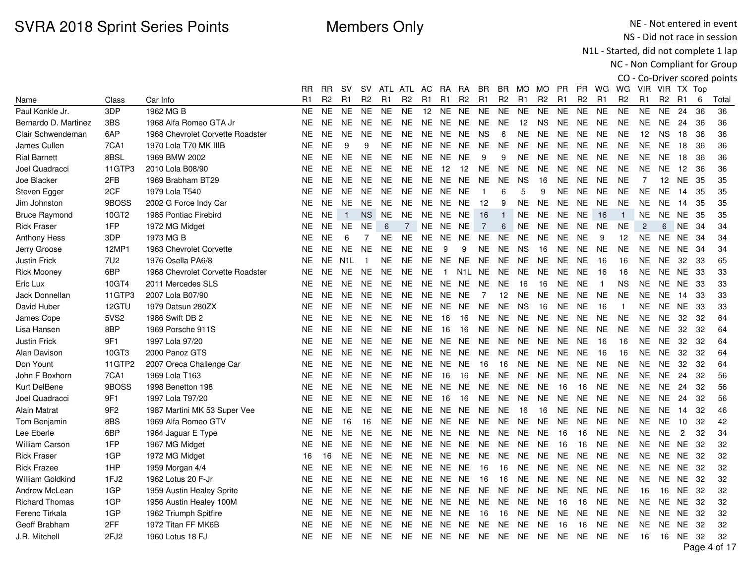# SVRA 2018 Sprint Series Points

Members Only

NE - Not entered in event
NS - Did not race in session
N1L - Started, did not complete 1 lap
NC - Non Compliant for Group
CO - Co-Driver scored points

| Name | Class | Car Info | RR R1 | RR R2 | SV R1 | SV R2 | ATL R1 | ATL R2 | AC R1 | RA R1 | RA R2 | BR R1 | BR R2 | MO R1 | MO R2 | PR R1 | PR R2 | WG R1 | WG R2 | VIR R1 | VIR R2 | TX R1 | Top 6 | Total |
|---|---|---|---|---|---|---|---|---|---|---|---|---|---|---|---|---|---|---|---|---|---|---|---|---|
| Paul Konkle Jr. | 3DP | 1962 MG B | NE | NE | NE | NE | NE | NE | 12 | NE | NE | NE | NE | NE | NE | NE | NE | NE | NE | NE | NE | 24 | 36 | 36 |
| Bernardo D. Martinez | 3BS | 1968 Alfa Romeo GTA Jr | NE | NE | NE | NE | NE | NE | NE | NE | NE | NE | NE | 12 | NS | NE | NE | NE | NE | NE | NE | 24 | 36 | 36 |
| Clair Schwendeman | 6AP | 1968 Chevrolet Corvette Roadster | NE | NE | NE | NE | NE | NE | NE | NE | NE | NS | 6 | NE | NE | NE | NE | NE | NE | 12 | NS | 18 | 36 | 36 |
| James Cullen | 7CA1 | 1970 Lola T70 MK IIIB | NE | NE | 9 | 9 | NE | NE | NE | NE | NE | NE | NE | NE | NE | NE | NE | NE | NE | NE | NE | 18 | 36 | 36 |
| Rial Barnett | 8BSL | 1969 BMW 2002 | NE | NE | NE | NE | NE | NE | NE | NE | NE | 9 | 9 | NE | NE | NE | NE | NE | NE | NE | NE | 18 | 36 | 36 |
| Joel Quadracci | 11GTP3 | 2010 Lola B08/90 | NE | NE | NE | NE | NE | NE | NE | 12 | 12 | NE | NE | NE | NE | NE | NE | NE | NE | NE | NE | 12 | 36 | 36 |
| Joe Blacker | 2FB | 1969 Brabham BT29 | NE | NE | NE | NE | NE | NE | NE | NE | NE | NE | NE | NS | 16 | NE | NE | NE | NE | 7 | 12 | NE | 35 | 35 |
| Steven Egger | 2CF | 1979 Lola T540 | NE | NE | NE | NE | NE | NE | NE | NE | NE | 1 | 6 | 5 | 9 | NE | NE | NE | NE | NE | NE | 14 | 35 | 35 |
| Jim Johnston | 9BOSS | 2002 G Force Indy Car | NE | NE | NE | NE | NE | NE | NE | NE | NE | 12 | 9 | NE | NE | NE | NE | NE | NE | NE | NE | 14 | 35 | 35 |
| Bruce Raymond | 10GT2 | 1985 Pontiac Firebird | NE | NE | 1 | NS | NE | NE | NE | NE | NE | 16 | 1 | NE | NE | NE | NE | 16 | 1 | NE | NE | NE | 35 | 35 |
| Rick Fraser | 1FP | 1972 MG Midget | NE | NE | NE | NE | 6 | 7 | NE | NE | NE | 7 | 6 | NE | NE | NE | NE | NE | NE | 2 | 6 | NE | 34 | 34 |
| Anthony Hess | 3DP | 1973 MG B | NE | NE | 6 | 7 | NE | NE | NE | NE | NE | NE | NE | NE | NE | NE | NE | 9 | 12 | NE | NE | NE | 34 | 34 |
| Jerry Groose | 12MP1 | 1963 Chevrolet Corvette | NE | NE | NE | NE | NE | NE | NE | 9 | 9 | NE | NE | NS | 16 | NE | NE | NE | NE | NE | NE | NE | 34 | 34 |
| Justin Frick | 7U2 | 1976 Osella PA6/8 | NE | NE | N1L | 1 | NE | NE | NE | NE | NE | NE | NE | NE | NE | NE | NE | 16 | 16 | NE | NE | 32 | 33 | 65 |
| Rick Mooney | 6BP | 1968 Chevrolet Corvette Roadster | NE | NE | NE | NE | NE | NE | NE | 1 | N1L | NE | NE | NE | NE | NE | NE | 16 | 16 | NE | NE | NE | 33 | 33 |
| Eric Lux | 10GT4 | 2011 Mercedes SLS | NE | NE | NE | NE | NE | NE | NE | NE | NE | NE | NE | 16 | 16 | NE | NE | 1 | NS | NE | NE | NE | 33 | 33 |
| Jack Donnellan | 11GTP3 | 2007 Lola B07/90 | NE | NE | NE | NE | NE | NE | NE | NE | NE | 7 | 12 | NE | NE | NE | NE | NE | NE | NE | NE | 14 | 33 | 33 |
| David Huber | 12GTU | 1979 Datsun 280ZX | NE | NE | NE | NE | NE | NE | NE | NE | NE | NE | NE | NS | 16 | NE | NE | 16 | 1 | NE | NE | NE | 33 | 33 |
| James Cope | 5VS2 | 1986 Swift DB 2 | NE | NE | NE | NE | NE | NE | NE | 16 | 16 | NE | NE | NE | NE | NE | NE | NE | NE | NE | NE | 32 | 32 | 64 |
| Lisa Hansen | 8BP | 1969 Porsche 911S | NE | NE | NE | NE | NE | NE | NE | 16 | 16 | NE | NE | NE | NE | NE | NE | NE | NE | NE | NE | 32 | 32 | 64 |
| Justin Frick | 9F1 | 1997 Lola 97/20 | NE | NE | NE | NE | NE | NE | NE | NE | NE | NE | NE | NE | NE | NE | NE | 16 | 16 | NE | NE | 32 | 32 | 64 |
| Alan Davison | 10GT3 | 2000 Panoz GTS | NE | NE | NE | NE | NE | NE | NE | NE | NE | NE | NE | NE | NE | NE | NE | 16 | 16 | NE | NE | 32 | 32 | 64 |
| Don Yount | 11GTP2 | 2007 Oreca Challenge Car | NE | NE | NE | NE | NE | NE | NE | NE | NE | 16 | 16 | NE | NE | NE | NE | NE | NE | NE | NE | 32 | 32 | 64 |
| John F Boxhorn | 7CA1 | 1969 Lola T163 | NE | NE | NE | NE | NE | NE | NE | 16 | 16 | NE | NE | NE | NE | NE | NE | NE | NE | NE | NE | 24 | 32 | 56 |
| Kurt DelBene | 9BOSS | 1998 Benetton 198 | NE | NE | NE | NE | NE | NE | NE | NE | NE | NE | NE | NE | NE | 16 | 16 | NE | NE | NE | NE | 24 | 32 | 56 |
| Joel Quadracci | 9F1 | 1997 Lola T97/20 | NE | NE | NE | NE | NE | NE | NE | 16 | 16 | NE | NE | NE | NE | NE | NE | NE | NE | NE | NE | 24 | 32 | 56 |
| Alain Matrat | 9F2 | 1987 Martini MK 53 Super Vee | NE | NE | NE | NE | NE | NE | NE | NE | NE | NE | NE | 16 | 16 | NE | NE | NE | NE | NE | NE | 14 | 32 | 46 |
| Tom Benjamin | 8BS | 1969 Alfa Romeo GTV | NE | NE | 16 | 16 | NE | NE | NE | NE | NE | NE | NE | NE | NE | NE | NE | NE | NE | NE | NE | 10 | 32 | 42 |
| Lee Eberle | 6BP | 1964 Jaguar E Type | NE | NE | NE | NE | NE | NE | NE | NE | NE | NE | NE | NE | NE | 16 | 16 | NE | NE | NE | NE | 2 | 32 | 34 |
| William Carson | 1FP | 1967 MG Midget | NE | NE | NE | NE | NE | NE | NE | NE | NE | NE | NE | NE | NE | 16 | 16 | NE | NE | NE | NE | NE | 32 | 32 |
| Rick Fraser | 1GP | 1972 MG Midget | 16 | 16 | NE | NE | NE | NE | NE | NE | NE | NE | NE | NE | NE | NE | NE | NE | NE | NE | NE | NE | 32 | 32 |
| Rick Frazee | 1HP | 1959 Morgan 4/4 | NE | NE | NE | NE | NE | NE | NE | NE | NE | 16 | 16 | NE | NE | NE | NE | NE | NE | NE | NE | NE | 32 | 32 |
| William Goldkind | 1FJ2 | 1962 Lotus 20 F-Jr | NE | NE | NE | NE | NE | NE | NE | NE | NE | 16 | 16 | NE | NE | NE | NE | NE | NE | NE | NE | NE | 32 | 32 |
| Andrew McLean | 1GP | 1959 Austin Healey Sprite | NE | NE | NE | NE | NE | NE | NE | NE | NE | NE | NE | NE | NE | NE | NE | NE | NE | 16 | 16 | NE | 32 | 32 |
| Richard Thomas | 1GP | 1956 Austin Healey 100M | NE | NE | NE | NE | NE | NE | NE | NE | NE | NE | NE | NE | NE | 16 | 16 | NE | NE | NE | NE | NE | 32 | 32 |
| Ferenc Tirkala | 1GP | 1962 Triumph Spitfire | NE | NE | NE | NE | NE | NE | NE | NE | NE | 16 | 16 | NE | NE | NE | NE | NE | NE | NE | NE | NE | 32 | 32 |
| Geoff Brabham | 2FF | 1972 Titan FF MK6B | NE | NE | NE | NE | NE | NE | NE | NE | NE | NE | NE | NE | NE | 16 | 16 | NE | NE | NE | NE | NE | 32 | 32 |
| J.R. Mitchell | 2FJ2 | 1960 Lotus 18 FJ | NE | NE | NE | NE | NE | NE | NE | NE | NE | NE | NE | NE | NE | NE | NE | NE | NE | 16 | 16 | NE | 32 | 32 |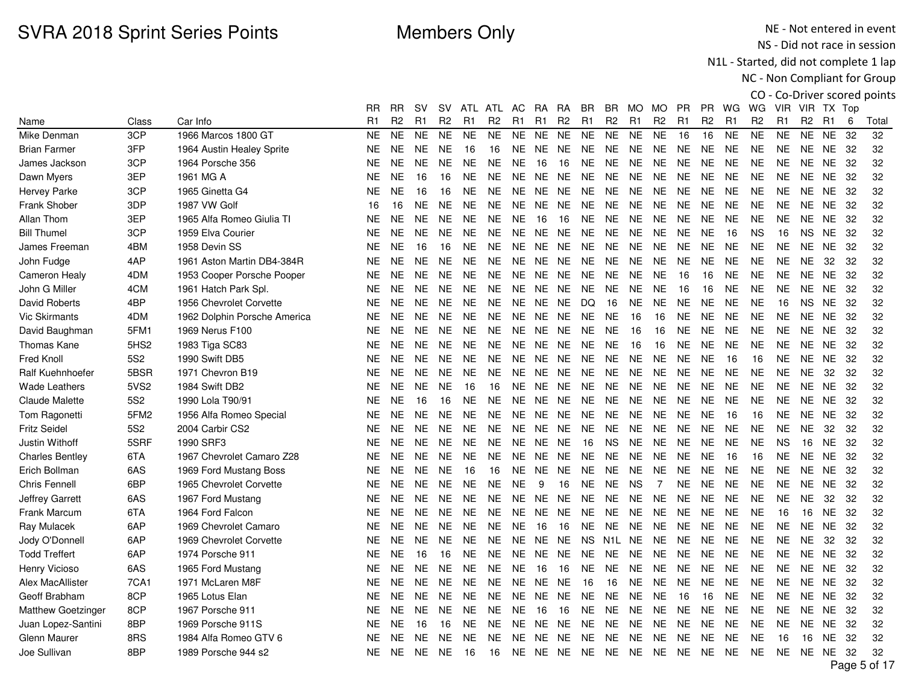# SVRA 2018 Sprint Series Points

## Members Only

NE - Not entered in event
NS - Did not race in session
N1L - Started, did not complete 1 lap
NC - Non Compliant for Group
CO - Co-Driver scored points

| Name | Class | Car Info | RR R1 | RR R2 | SV R1 | SV R2 | ATL R1 | ATL R2 | AC R1 | RA R1 | RA R2 | BR R1 | BR R2 | MO R1 | MO R2 | PR R1 | PR R2 | WG R1 | WG R2 | VIR R1 | VIR R2 | TX R1 | Top 6 | Total |
|---|---|---|---|---|---|---|---|---|---|---|---|---|---|---|---|---|---|---|---|---|---|---|---|---|
| Mike Denman | 3CP | 1966 Marcos 1800 GT | NE | NE | NE | NE | NE | NE | NE | NE | NE | NE | NE | NE | NE | 16 | 16 | NE | NE | NE | NE | NE | 32 | 32 |
| Brian Farmer | 3FP | 1964 Austin Healey Sprite | NE | NE | NE | NE | 16 | 16 | NE | NE | NE | NE | NE | NE | NE | NE | NE | NE | NE | NE | NE | NE | 32 | 32 |
| James Jackson | 3CP | 1964 Porsche 356 | NE | NE | NE | NE | NE | NE | NE | 16 | 16 | NE | NE | NE | NE | NE | NE | NE | NE | NE | NE | NE | 32 | 32 |
| Dawn Myers | 3EP | 1961 MG A | NE | NE | 16 | 16 | NE | NE | NE | NE | NE | NE | NE | NE | NE | NE | NE | NE | NE | NE | NE | NE | 32 | 32 |
| Hervey Parke | 3CP | 1965 Ginetta G4 | NE | NE | 16 | 16 | NE | NE | NE | NE | NE | NE | NE | NE | NE | NE | NE | NE | NE | NE | NE | NE | 32 | 32 |
| Frank Shober | 3DP | 1987 VW Golf | 16 | 16 | NE | NE | NE | NE | NE | NE | NE | NE | NE | NE | NE | NE | NE | NE | NE | NE | NE | NE | 32 | 32 |
| Allan Thom | 3EP | 1965 Alfa Romeo Giulia TI | NE | NE | NE | NE | NE | NE | NE | 16 | 16 | NE | NE | NE | NE | NE | NE | NE | NE | NE | NE | NE | 32 | 32 |
| Bill Thumel | 3CP | 1959 Elva Courier | NE | NE | NE | NE | NE | NE | NE | NE | NE | NE | NE | NE | NE | NE | NE | 16 | NS | 16 | NS | NE | 32 | 32 |
| James Freeman | 4BM | 1958 Devin SS | NE | NE | 16 | 16 | NE | NE | NE | NE | NE | NE | NE | NE | NE | NE | NE | NE | NE | NE | NE | NE | 32 | 32 |
| John Fudge | 4AP | 1961 Aston Martin DB4-384R | NE | NE | NE | NE | NE | NE | NE | NE | NE | NE | NE | NE | NE | NE | NE | NE | NE | NE | NE | 32 | 32 | 32 |
| Cameron Healy | 4DM | 1953 Cooper Porsche Pooper | NE | NE | NE | NE | NE | NE | NE | NE | NE | NE | NE | NE | NE | 16 | 16 | NE | NE | NE | NE | NE | 32 | 32 |
| John G Miller | 4CM | 1961 Hatch Park Spl. | NE | NE | NE | NE | NE | NE | NE | NE | NE | NE | NE | NE | NE | 16 | 16 | NE | NE | NE | NE | NE | 32 | 32 |
| David Roberts | 4BP | 1956 Chevrolet Corvette | NE | NE | NE | NE | NE | NE | NE | NE | NE | DQ | 16 | NE | NE | NE | NE | NE | NE | 16 | NS | NE | 32 | 32 |
| Vic Skirmants | 4DM | 1962 Dolphin Porsche America | NE | NE | NE | NE | NE | NE | NE | NE | NE | NE | NE | 16 | 16 | NE | NE | NE | NE | NE | NE | NE | 32 | 32 |
| David Baughman | 5FM1 | 1969 Nerus F100 | NE | NE | NE | NE | NE | NE | NE | NE | NE | NE | NE | 16 | 16 | NE | NE | NE | NE | NE | NE | NE | 32 | 32 |
| Thomas Kane | 5HS2 | 1983 Tiga SC83 | NE | NE | NE | NE | NE | NE | NE | NE | NE | NE | NE | 16 | 16 | NE | NE | NE | NE | NE | NE | NE | 32 | 32 |
| Fred Knoll | 5S2 | 1990 Swift DB5 | NE | NE | NE | NE | NE | NE | NE | NE | NE | NE | NE | NE | NE | NE | NE | 16 | 16 | NE | NE | NE | 32 | 32 |
| Ralf Kuehnhoefer | 5BSR | 1971 Chevron B19 | NE | NE | NE | NE | NE | NE | NE | NE | NE | NE | NE | NE | NE | NE | NE | NE | NE | NE | NE | 32 | 32 | 32 |
| Wade Leathers | 5VS2 | 1984 Swift DB2 | NE | NE | NE | NE | 16 | 16 | NE | NE | NE | NE | NE | NE | NE | NE | NE | NE | NE | NE | NE | NE | 32 | 32 |
| Claude Malette | 5S2 | 1990 Lola T90/91 | NE | NE | 16 | 16 | NE | NE | NE | NE | NE | NE | NE | NE | NE | NE | NE | NE | NE | NE | NE | NE | 32 | 32 |
| Tom Ragonetti | 5FM2 | 1956 Alfa Romeo Special | NE | NE | NE | NE | NE | NE | NE | NE | NE | NE | NE | NE | NE | NE | NE | 16 | 16 | NE | NE | NE | 32 | 32 |
| Fritz Seidel | 5S2 | 2004 Carbir CS2 | NE | NE | NE | NE | NE | NE | NE | NE | NE | NE | NE | NE | NE | NE | NE | NE | NE | NE | NE | 32 | 32 | 32 |
| Justin Withoff | 5SRF | 1990 SRF3 | NE | NE | NE | NE | NE | NE | NE | NE | NE | 16 | NS | NE | NE | NE | NE | NE | NE | NS | 16 | NE | 32 | 32 |
| Charles Bentley | 6TA | 1967 Chevrolet Camaro Z28 | NE | NE | NE | NE | NE | NE | NE | NE | NE | NE | NE | NE | NE | NE | NE | 16 | 16 | NE | NE | NE | 32 | 32 |
| Erich Bollman | 6AS | 1969 Ford Mustang Boss | NE | NE | NE | NE | 16 | 16 | NE | NE | NE | NE | NE | NE | NE | NE | NE | NE | NE | NE | NE | NE | 32 | 32 |
| Chris Fennell | 6BP | 1965 Chevrolet Corvette | NE | NE | NE | NE | NE | NE | NE | 9 | 16 | NE | NE | NS | 7 | NE | NE | NE | NE | NE | NE | NE | 32 | 32 |
| Jeffrey Garrett | 6AS | 1967 Ford Mustang | NE | NE | NE | NE | NE | NE | NE | NE | NE | NE | NE | NE | NE | NE | NE | NE | NE | NE | NE | 32 | 32 | 32 |
| Frank Marcum | 6TA | 1964 Ford Falcon | NE | NE | NE | NE | NE | NE | NE | NE | NE | NE | NE | NE | NE | NE | NE | NE | NE | 16 | 16 | NE | 32 | 32 |
| Ray Mulacek | 6AP | 1969 Chevrolet Camaro | NE | NE | NE | NE | NE | NE | NE | 16 | 16 | NE | NE | NE | NE | NE | NE | NE | NE | NE | NE | NE | 32 | 32 |
| Jody O'Donnell | 6AP | 1969 Chevrolet Corvette | NE | NE | NE | NE | NE | NE | NE | NE | NE | NS | N1L | NE | NE | NE | NE | NE | NE | NE | NE | 32 | 32 | 32 |
| Todd Treffert | 6AP | 1974 Porsche 911 | NE | NE | 16 | 16 | NE | NE | NE | NE | NE | NE | NE | NE | NE | NE | NE | NE | NE | NE | NE | NE | 32 | 32 |
| Henry Vicioso | 6AS | 1965 Ford Mustang | NE | NE | NE | NE | NE | NE | NE | 16 | 16 | NE | NE | NE | NE | NE | NE | NE | NE | NE | NE | NE | 32 | 32 |
| Alex MacAllister | 7CA1 | 1971 McLaren M8F | NE | NE | NE | NE | NE | NE | NE | NE | NE | 16 | 16 | NE | NE | NE | NE | NE | NE | NE | NE | NE | 32 | 32 |
| Geoff Brabham | 8CP | 1965 Lotus Elan | NE | NE | NE | NE | NE | NE | NE | NE | NE | NE | NE | NE | NE | 16 | 16 | NE | NE | NE | NE | NE | 32 | 32 |
| Matthew Goetzinger | 8CP | 1967 Porsche 911 | NE | NE | NE | NE | NE | NE | NE | 16 | 16 | NE | NE | NE | NE | NE | NE | NE | NE | NE | NE | NE | 32 | 32 |
| Juan Lopez-Santini | 8BP | 1969 Porsche 911S | NE | NE | 16 | 16 | NE | NE | NE | NE | NE | NE | NE | NE | NE | NE | NE | NE | NE | NE | NE | NE | 32 | 32 |
| Glenn Maurer | 8RS | 1984 Alfa Romeo GTV 6 | NE | NE | NE | NE | NE | NE | NE | NE | NE | NE | NE | NE | NE | NE | NE | NE | NE | 16 | 16 | NE | 32 | 32 |
| Joe Sullivan | 8BP | 1989 Porsche 944 s2 | NE | NE | NE | NE | 16 | 16 | NE | NE | NE | NE | NE | NE | NE | NE | NE | NE | NE | NE | NE | NE | 32 | 32 |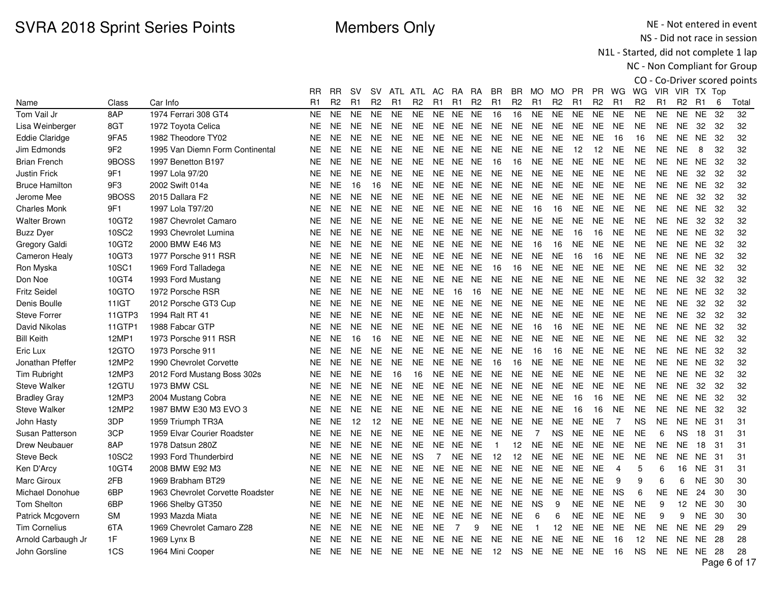# SVRA 2018 Sprint Series Points

Members Only

NE - Not entered in event
NS - Did not race in session
N1L - Started, did not complete 1 lap
NC - Non Compliant for Group
CO - Co-Driver scored points

| Name | Class | Car Info | RR R1 | RR R2 | SV R1 | SV R2 | ATL R1 | ATL R2 | AC R1 | RA R1 | RA R2 | BR R1 | BR R2 | MO R1 | MO R2 | PR R1 | PR R2 | WG R1 | WG R2 | VIR R1 | VIR R2 | TX R1 | Top 6 | Total |
|---|---|---|---|---|---|---|---|---|---|---|---|---|---|---|---|---|---|---|---|---|---|---|---|---|
| Tom Vail Jr | 8AP | 1974 Ferrari 308 GT4 | NE | NE | NE | NE | NE | NE | NE | NE | NE | 16 | 16 | NE | NE | NE | NE | NE | NE | NE | NE | NE | 32 | 32 |
| Lisa Weinberger | 8GT | 1972 Toyota Celica | NE | NE | NE | NE | NE | NE | NE | NE | NE | NE | NE | NE | NE | NE | NE | NE | NE | NE | NE | 32 | 32 | 32 |
| Eddie Claridge | 9FA5 | 1982 Theodore TY02 | NE | NE | NE | NE | NE | NE | NE | NE | NE | NE | NE | NE | NE | NE | NE | 16 | 16 | NE | NE | NE | 32 | 32 |
| Jim Edmonds | 9F2 | 1995 Van Diemn Form Continental | NE | NE | NE | NE | NE | NE | NE | NE | NE | NE | NE | NE | NE | 12 | 12 | NE | NE | NE | NE | 8 | 32 | 32 |
| Brian French | 9BOSS | 1997 Benetton B197 | NE | NE | NE | NE | NE | NE | NE | NE | NE | 16 | 16 | NE | NE | NE | NE | NE | NE | NE | NE | NE | 32 | 32 |
| Justin Frick | 9F1 | 1997 Lola 97/20 | NE | NE | NE | NE | NE | NE | NE | NE | NE | NE | NE | NE | NE | NE | NE | NE | NE | NE | NE | 32 | 32 | 32 |
| Bruce Hamilton | 9F3 | 2002 Swift 014a | NE | NE | 16 | 16 | NE | NE | NE | NE | NE | NE | NE | NE | NE | NE | NE | NE | NE | NE | NE | NE | 32 | 32 |
| Jerome Mee | 9BOSS | 2015 Dallara F2 | NE | NE | NE | NE | NE | NE | NE | NE | NE | NE | NE | NE | NE | NE | NE | NE | NE | NE | NE | 32 | 32 | 32 |
| Charles Monk | 9F1 | 1997 Lola T97/20 | NE | NE | NE | NE | NE | NE | NE | NE | NE | NE | NE | 16 | 16 | NE | NE | NE | NE | NE | NE | NE | 32 | 32 |
| Walter Brown | 10GT2 | 1987 Chevrolet Camaro | NE | NE | NE | NE | NE | NE | NE | NE | NE | NE | NE | NE | NE | NE | NE | NE | NE | NE | NE | 32 | 32 | 32 |
| Buzz Dyer | 10SC2 | 1993 Chevrolet Lumina | NE | NE | NE | NE | NE | NE | NE | NE | NE | NE | NE | NE | NE | 16 | 16 | NE | NE | NE | NE | NE | 32 | 32 |
| Gregory Galdi | 10GT2 | 2000 BMW E46 M3 | NE | NE | NE | NE | NE | NE | NE | NE | NE | NE | NE | 16 | 16 | NE | NE | NE | NE | NE | NE | NE | 32 | 32 |
| Cameron Healy | 10GT3 | 1977 Porsche 911 RSR | NE | NE | NE | NE | NE | NE | NE | NE | NE | NE | NE | NE | NE | 16 | 16 | NE | NE | NE | NE | NE | 32 | 32 |
| Ron Myska | 10SC1 | 1969 Ford Talladega | NE | NE | NE | NE | NE | NE | NE | NE | NE | 16 | 16 | NE | NE | NE | NE | NE | NE | NE | NE | NE | 32 | 32 |
| Don Noe | 10GT4 | 1993 Ford Mustang | NE | NE | NE | NE | NE | NE | NE | NE | NE | NE | NE | NE | NE | NE | NE | NE | NE | NE | NE | 32 | 32 | 32 |
| Fritz Seidel | 10GTO | 1972 Porsche RSR | NE | NE | NE | NE | NE | NE | NE | 16 | 16 | NE | NE | NE | NE | NE | NE | NE | NE | NE | NE | NE | 32 | 32 |
| Denis Boulle | 11IGT | 2012 Porsche GT3 Cup | NE | NE | NE | NE | NE | NE | NE | NE | NE | NE | NE | NE | NE | NE | NE | NE | NE | NE | NE | 32 | 32 | 32 |
| Steve Forrer | 11GTP3 | 1994 Ralt RT 41 | NE | NE | NE | NE | NE | NE | NE | NE | NE | NE | NE | NE | NE | NE | NE | NE | NE | NE | NE | 32 | 32 | 32 |
| David Nikolas | 11GTP1 | 1988 Fabcar GTP | NE | NE | NE | NE | NE | NE | NE | NE | NE | NE | NE | 16 | 16 | NE | NE | NE | NE | NE | NE | NE | 32 | 32 |
| Bill Keith | 12MP1 | 1973 Porsche 911 RSR | NE | NE | 16 | 16 | NE | NE | NE | NE | NE | NE | NE | NE | NE | NE | NE | NE | NE | NE | NE | NE | 32 | 32 |
| Eric Lux | 12GTO | 1973 Porsche 911 | NE | NE | NE | NE | NE | NE | NE | NE | NE | NE | NE | 16 | 16 | NE | NE | NE | NE | NE | NE | NE | 32 | 32 |
| Jonathan Pfeffer | 12MP2 | 1990 Chevrolet Corvette | NE | NE | NE | NE | NE | NE | NE | NE | NE | 16 | 16 | NE | NE | NE | NE | NE | NE | NE | NE | NE | 32 | 32 |
| Tim Rubright | 12MP3 | 2012 Ford Mustang Boss 302s | NE | NE | NE | NE | 16 | 16 | NE | NE | NE | NE | NE | NE | NE | NE | NE | NE | NE | NE | NE | NE | 32 | 32 |
| Steve Walker | 12GTU | 1973 BMW CSL | NE | NE | NE | NE | NE | NE | NE | NE | NE | NE | NE | NE | NE | NE | NE | NE | NE | NE | NE | 32 | 32 | 32 |
| Bradley Gray | 12MP3 | 2004 Mustang Cobra | NE | NE | NE | NE | NE | NE | NE | NE | NE | NE | NE | NE | NE | 16 | 16 | NE | NE | NE | NE | NE | 32 | 32 |
| Steve Walker | 12MP2 | 1987 BMW E30 M3 EVO 3 | NE | NE | NE | NE | NE | NE | NE | NE | NE | NE | NE | NE | NE | 16 | 16 | NE | NE | NE | NE | NE | 32 | 32 |
| John Hasty | 3DP | 1959 Triumph TR3A | NE | NE | 12 | 12 | NE | NE | NE | NE | NE | NE | NE | NE | NE | NE | NE | 7 | NS | NE | NE | NE | 31 | 31 |
| Susan Patterson | 3CP | 1959 Elvar Courier Roadster | NE | NE | NE | NE | NE | NE | NE | NE | NE | NE | NE | 7 | NS | NE | NE | NE | NE | 6 | NS | 18 | 31 | 31 |
| Drew Neubauer | 8AP | 1978 Datsun 280Z | NE | NE | NE | NE | NE | NE | NE | NE | NE | 1 | 12 | NE | NE | NE | NE | NE | NE | NE | NE | 18 | 31 | 31 |
| Steve Beck | 10SC2 | 1993 Ford Thunderbird | NE | NE | NE | NE | NE | NS | 7 | NE | NE | 12 | 12 | NE | NE | NE | NE | NE | NE | NE | NE | NE | 31 | 31 |
| Ken D'Arcy | 10GT4 | 2008 BMW E92 M3 | NE | NE | NE | NE | NE | NE | NE | NE | NE | NE | NE | NE | NE | NE | NE | 4 | 5 | 6 | 16 | NE | 31 | 31 |
| Marc Giroux | 2FB | 1969 Brabham BT29 | NE | NE | NE | NE | NE | NE | NE | NE | NE | NE | NE | NE | NE | NE | NE | 9 | 9 | 6 | 6 | NE | 30 | 30 |
| Michael Donohue | 6BP | 1963 Chevrolet Corvette Roadster | NE | NE | NE | NE | NE | NE | NE | NE | NE | NE | NE | NE | NE | NE | NE | NS | 6 | NE | NE | 24 | 30 | 30 |
| Tom Shelton | 6BP | 1966 Shelby GT350 | NE | NE | NE | NE | NE | NE | NE | NE | NE | NE | NE | NS | 9 | NE | NE | NE | NE | 9 | 12 | NE | 30 | 30 |
| Patrick Mcgovern | SM | 1993 Mazda Miata | NE | NE | NE | NE | NE | NE | NE | NE | NE | NE | NE | 6 | 6 | NE | NE | NE | NE | 9 | 9 | NE | 30 | 30 |
| Tim Cornelius | 6TA | 1969 Chevrolet Camaro Z28 | NE | NE | NE | NE | NE | NE | NE | 7 | 9 | NE | NE | 1 | 12 | NE | NE | NE | NE | NE | NE | NE | 29 | 29 |
| Arnold Carbaugh Jr | 1F | 1969 Lynx B | NE | NE | NE | NE | NE | NE | NE | NE | NE | NE | NE | NE | NE | NE | NE | 16 | 12 | NE | NE | NE | 28 | 28 |
| John Gorsline | 1CS | 1964 Mini Cooper | NE | NE | NE | NE | NE | NE | NE | NE | NE | 12 | NS | NE | NE | NE | NE | 16 | NS | NE | NE | NE | 28 | 28 |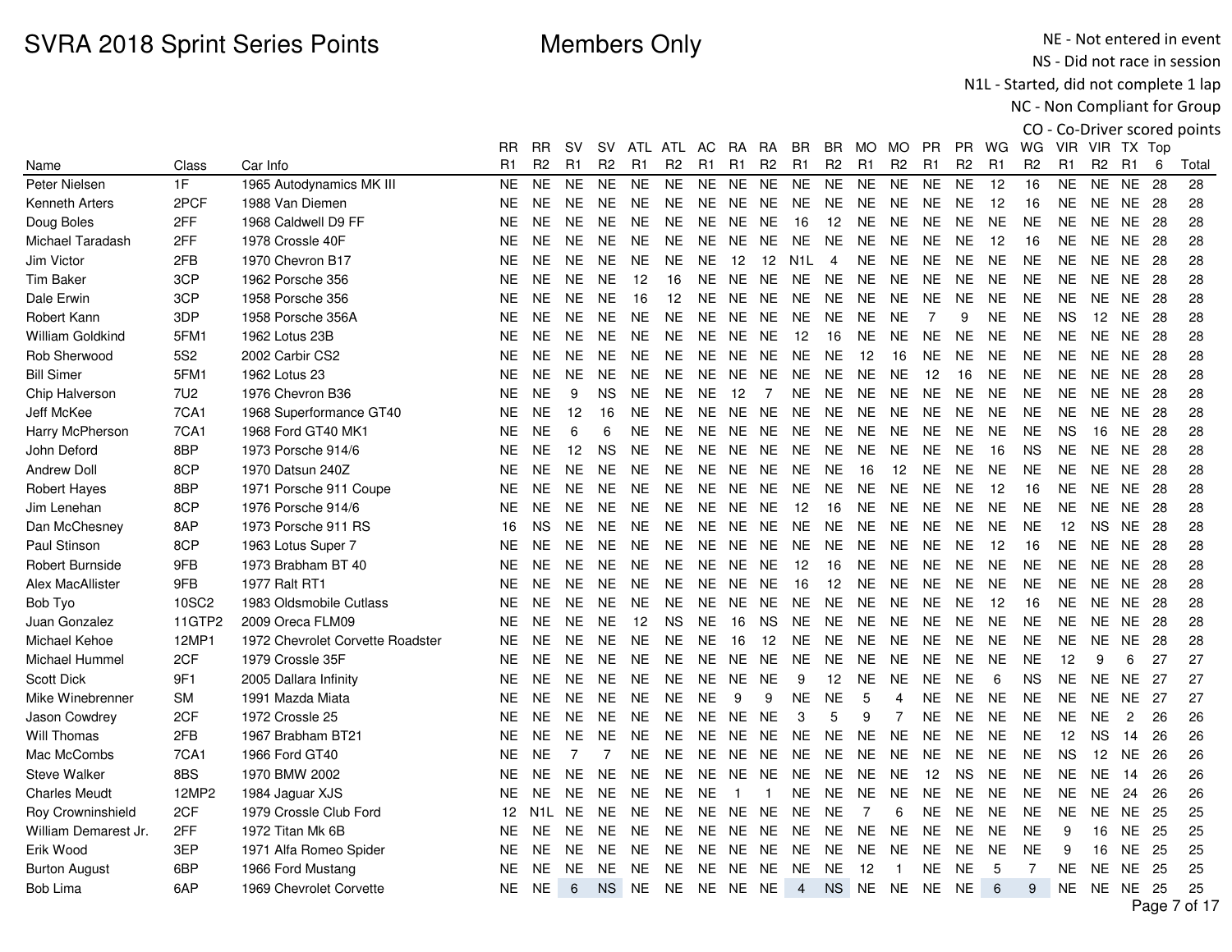# SVRA 2018 Sprint Series Points

Members Only

NE - Not entered in event
NS - Did not race in session
N1L - Started, did not complete 1 lap
NC - Non Compliant for Group
CO - Co-Driver scored points

| Name | Class | Car Info | RR R1 | RR R2 | SV R1 | SV R2 | ATL R1 | ATL R2 | AC R1 | RA R1 | RA R2 | BR R1 | BR R2 | MO R1 | MO R2 | PR R1 | PR R2 | WG R1 | WG R2 | VIR R1 | VIR R2 | TX R1 | Top 6 | Total |
|---|---|---|---|---|---|---|---|---|---|---|---|---|---|---|---|---|---|---|---|---|---|---|---|---|
| Peter Nielsen | 1F | 1965 Autodynamics MK III | NE | NE | NE | NE | NE | NE | NE | NE | NE | NE | NE | NE | NE | NE | NE | 12 | 16 | NE | NE | NE | 28 | 28 |
| Kenneth Arters | 2PCF | 1988 Van Diemen | NE | NE | NE | NE | NE | NE | NE | NE | NE | NE | NE | NE | NE | NE | NE | 12 | 16 | NE | NE | NE | 28 | 28 |
| Doug Boles | 2FF | 1968 Caldwell D9 FF | NE | NE | NE | NE | NE | NE | NE | NE | NE | 16 | 12 | NE | NE | NE | NE | NE | NE | NE | NE | NE | 28 | 28 |
| Michael Taradash | 2FF | 1978 Crossle 40F | NE | NE | NE | NE | NE | NE | NE | NE | NE | NE | NE | NE | NE | NE | NE | 12 | 16 | NE | NE | NE | 28 | 28 |
| Jim Victor | 2FB | 1970 Chevron B17 | NE | NE | NE | NE | NE | NE | NE | 12 | 12 | N1L | 4 | NE | NE | NE | NE | NE | NE | NE | NE | NE | 28 | 28 |
| Tim Baker | 3CP | 1962 Porsche 356 | NE | NE | NE | NE | 12 | 16 | NE | NE | NE | NE | NE | NE | NE | NE | NE | NE | NE | NE | NE | NE | 28 | 28 |
| Dale Erwin | 3CP | 1958 Porsche 356 | NE | NE | NE | NE | 16 | 12 | NE | NE | NE | NE | NE | NE | NE | NE | NE | NE | NE | NE | NE | NE | 28 | 28 |
| Robert Kann | 3DP | 1958 Porsche 356A | NE | NE | NE | NE | NE | NE | NE | NE | NE | NE | NE | NE | NE | 7 | 9 | NE | NE | NS | 12 | NE | 28 | 28 |
| William Goldkind | 5FM1 | 1962 Lotus 23B | NE | NE | NE | NE | NE | NE | NE | NE | NE | 12 | 16 | NE | NE | NE | NE | NE | NE | NE | NE | NE | 28 | 28 |
| Rob Sherwood | 5S2 | 2002 Carbir CS2 | NE | NE | NE | NE | NE | NE | NE | NE | NE | NE | NE | 12 | 16 | NE | NE | NE | NE | NE | NE | NE | 28 | 28 |
| Bill Simer | 5FM1 | 1962 Lotus 23 | NE | NE | NE | NE | NE | NE | NE | NE | NE | NE | NE | NE | NE | 12 | 16 | NE | NE | NE | NE | NE | 28 | 28 |
| Chip Halverson | 7U2 | 1976 Chevron B36 | NE | NE | 9 | NS | NE | NE | NE | 12 | 7 | NE | NE | NE | NE | NE | NE | NE | NE | NE | NE | NE | 28 | 28 |
| Jeff McKee | 7CA1 | 1968 Superformance GT40 | NE | NE | 12 | 16 | NE | NE | NE | NE | NE | NE | NE | NE | NE | NE | NE | NE | NE | NE | NE | NE | 28 | 28 |
| Harry McPherson | 7CA1 | 1968 Ford GT40 MK1 | NE | NE | 6 | 6 | NE | NE | NE | NE | NE | NE | NE | NE | NE | NE | NE | NE | NE | NS | 16 | NE | 28 | 28 |
| John Deford | 8BP | 1973 Porsche 914/6 | NE | NE | 12 | NS | NE | NE | NE | NE | NE | NE | NE | NE | NE | NE | NE | 16 | NS | NE | NE | NE | 28 | 28 |
| Andrew Doll | 8CP | 1970 Datsun 240Z | NE | NE | NE | NE | NE | NE | NE | NE | NE | NE | NE | 16 | 12 | NE | NE | NE | NE | NE | NE | NE | 28 | 28 |
| Robert Hayes | 8BP | 1971 Porsche 911 Coupe | NE | NE | NE | NE | NE | NE | NE | NE | NE | NE | NE | NE | NE | NE | NE | 12 | 16 | NE | NE | NE | 28 | 28 |
| Jim Lenehan | 8CP | 1976 Porsche 914/6 | NE | NE | NE | NE | NE | NE | NE | NE | NE | 12 | 16 | NE | NE | NE | NE | NE | NE | NE | NE | NE | 28 | 28 |
| Dan McChesney | 8AP | 1973 Porsche 911 RS | 16 | NS | NE | NE | NE | NE | NE | NE | NE | NE | NE | NE | NE | NE | NE | NE | NE | 12 | NS | NE | 28 | 28 |
| Paul Stinson | 8CP | 1963 Lotus Super 7 | NE | NE | NE | NE | NE | NE | NE | NE | NE | NE | NE | NE | NE | NE | NE | 12 | 16 | NE | NE | NE | 28 | 28 |
| Robert Burnside | 9FB | 1973 Brabham BT 40 | NE | NE | NE | NE | NE | NE | NE | NE | NE | 12 | 16 | NE | NE | NE | NE | NE | NE | NE | NE | NE | 28 | 28 |
| Alex MacAllister | 9FB | 1977 Ralt RT1 | NE | NE | NE | NE | NE | NE | NE | NE | NE | 16 | 12 | NE | NE | NE | NE | NE | NE | NE | NE | NE | 28 | 28 |
| Bob Tyo | 10SC2 | 1983 Oldsmobile Cutlass | NE | NE | NE | NE | NE | NE | NE | NE | NE | NE | NE | NE | NE | NE | NE | 12 | 16 | NE | NE | NE | 28 | 28 |
| Juan Gonzalez | 11GTP2 | 2009 Oreca FLM09 | NE | NE | NE | NE | 12 | NS | NE | 16 | NS | NE | NE | NE | NE | NE | NE | NE | NE | NE | NE | NE | 28 | 28 |
| Michael Kehoe | 12MP1 | 1972 Chevrolet Corvette Roadster | NE | NE | NE | NE | NE | NE | NE | 16 | 12 | NE | NE | NE | NE | NE | NE | NE | NE | NE | NE | NE | 28 | 28 |
| Michael Hummel | 2CF | 1979 Crossle 35F | NE | NE | NE | NE | NE | NE | NE | NE | NE | NE | NE | NE | NE | NE | NE | NE | NE | 12 | 9 | 6 | 27 | 27 |
| Scott Dick | 9F1 | 2005 Dallara Infinity | NE | NE | NE | NE | NE | NE | NE | NE | NE | 9 | 12 | NE | NE | NE | NE | 6 | NS | NE | NE | NE | 27 | 27 |
| Mike Winebrenner | SM | 1991 Mazda Miata | NE | NE | NE | NE | NE | NE | NE | 9 | 9 | NE | NE | 5 | 4 | NE | NE | NE | NE | NE | NE | NE | 27 | 27 |
| Jason Cowdrey | 2CF | 1972 Crossle 25 | NE | NE | NE | NE | NE | NE | NE | NE | NE | 3 | 5 | 9 | 7 | NE | NE | NE | NE | NE | NE | 2 | 26 | 26 |
| Will Thomas | 2FB | 1967 Brabham BT21 | NE | NE | NE | NE | NE | NE | NE | NE | NE | NE | NE | NE | NE | NE | NE | NE | NE | 12 | NS | 14 | 26 | 26 |
| Mac McCombs | 7CA1 | 1966 Ford GT40 | NE | NE | 7 | 7 | NE | NE | NE | NE | NE | NE | NE | NE | NE | NE | NE | NE | NE | NS | 12 | NE | 26 | 26 |
| Steve Walker | 8BS | 1970 BMW 2002 | NE | NE | NE | NE | NE | NE | NE | NE | NE | NE | NE | NE | NE | 12 | NS | NE | NE | NE | NE | 14 | 26 | 26 |
| Charles Meudt | 12MP2 | 1984 Jaguar XJS | NE | NE | NE | NE | NE | NE | NE | 1 | 1 | NE | NE | NE | NE | NE | NE | NE | NE | NE | NE | 24 | 26 | 26 |
| Roy Crowninshield | 2CF | 1979 Crossle Club Ford | 12 | N1L | NE | NE | NE | NE | NE | NE | NE | NE | NE | 7 | 6 | NE | NE | NE | NE | NE | NE | NE | 25 | 25 |
| William Demarest Jr. | 2FF | 1972 Titan Mk 6B | NE | NE | NE | NE | NE | NE | NE | NE | NE | NE | NE | NE | NE | NE | NE | NE | NE | 9 | 16 | NE | 25 | 25 |
| Erik Wood | 3EP | 1971 Alfa Romeo Spider | NE | NE | NE | NE | NE | NE | NE | NE | NE | NE | NE | NE | NE | NE | NE | NE | NE | 9 | 16 | NE | 25 | 25 |
| Burton August | 6BP | 1966 Ford Mustang | NE | NE | NE | NE | NE | NE | NE | NE | NE | NE | NE | 12 | 1 | NE | NE | 5 | 7 | NE | NE | NE | 25 | 25 |
| Bob Lima | 6AP | 1969 Chevrolet Corvette | NE | NE | 6 | NS | NE | NE | NE | NE | NE | 4 | NS | NE | NE | NE | NE | 6 | 9 | NE | NE | NE | 25 | 25 |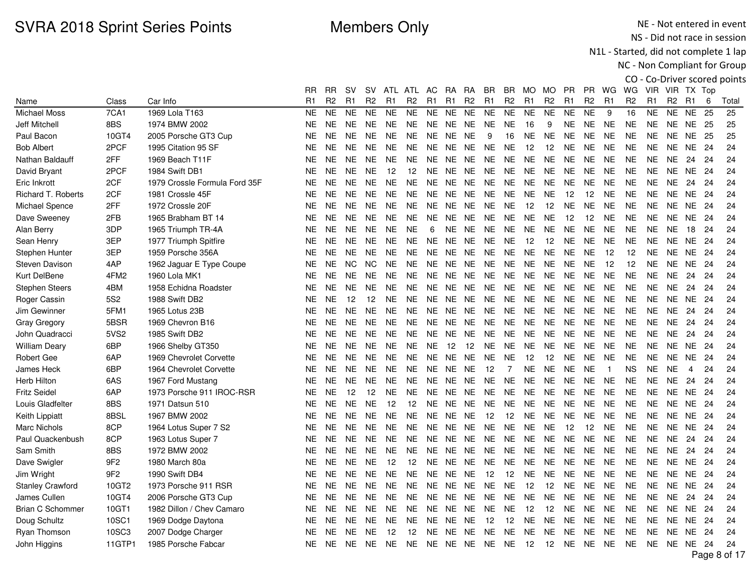# SVRA 2018 Sprint Series Points

**Members Only**

NE - Not entered in event
NS - Did not race in session
N1L - Started, did not complete 1 lap
NC - Non Compliant for Group
CO - Co-Driver scored points

| Name | Class | Car Info | RR R1 | RR R2 | SV R1 | SV R2 | ATL R1 | ATL R2 | AC R1 | RA R1 | RA R2 | BR R1 | BR R2 | MO R1 | MO R2 | PR R1 | PR R2 | WG R1 | WG R2 | VIR R1 | VIR R2 | TX R1 | Top 6 | Total |
|---|---|---|---|---|---|---|---|---|---|---|---|---|---|---|---|---|---|---|---|---|---|---|---|---|
| Michael Moss | 7CA1 | 1969 Lola T163 | NE | NE | NE | NE | NE | NE | NE | NE | NE | NE | NE | NE | NE | NE | NE | 9 | 16 | NE | NE | NE | 25 | 25 |
| Jeff Mitchell | 8BS | 1974 BMW 2002 | NE | NE | NE | NE | NE | NE | NE | NE | NE | NE | NE | 16 | 9 | NE | NE | NE | NE | NE | NE | NE | 25 | 25 |
| Paul Bacon | 10GT4 | 2005 Porsche GT3 Cup | NE | NE | NE | NE | NE | NE | NE | NE | NE | 9 | 16 | NE | NE | NE | NE | NE | NE | NE | NE | NE | 25 | 25 |
| Bob Albert | 2PCF | 1995 Citation 95 SF | NE | NE | NE | NE | NE | NE | NE | NE | NE | NE | NE | 12 | 12 | NE | NE | NE | NE | NE | NE | NE | 24 | 24 |
| Nathan Baldauff | 2FF | 1969 Beach T11F | NE | NE | NE | NE | NE | NE | NE | NE | NE | NE | NE | NE | NE | NE | NE | NE | NE | NE | NE | 24 | 24 | 24 |
| David Bryant | 2PCF | 1984 Swift DB1 | NE | NE | NE | NE | 12 | 12 | NE | NE | NE | NE | NE | NE | NE | NE | NE | NE | NE | NE | NE | NE | 24 | 24 |
| Eric Inkrott | 2CF | 1979 Crossle Formula Ford 35F | NE | NE | NE | NE | NE | NE | NE | NE | NE | NE | NE | NE | NE | NE | NE | NE | NE | NE | NE | 24 | 24 | 24 |
| Richard T. Roberts | 2CF | 1981 Crossle 45F | NE | NE | NE | NE | NE | NE | NE | NE | NE | NE | NE | NE | NE | 12 | 12 | NE | NE | NE | NE | NE | 24 | 24 |
| Michael Spence | 2FF | 1972 Crossle 20F | NE | NE | NE | NE | NE | NE | NE | NE | NE | NE | NE | 12 | 12 | NE | NE | NE | NE | NE | NE | NE | 24 | 24 |
| Dave Sweeney | 2FB | 1965 Brabham BT 14 | NE | NE | NE | NE | NE | NE | NE | NE | NE | NE | NE | NE | NE | 12 | 12 | NE | NE | NE | NE | NE | 24 | 24 |
| Alan Berry | 3DP | 1965 Triumph TR-4A | NE | NE | NE | NE | NE | NE | 6 | NE | NE | NE | NE | NE | NE | NE | NE | NE | NE | NE | NE | 18 | 24 | 24 |
| Sean Henry | 3EP | 1977 Triumph Spitfire | NE | NE | NE | NE | NE | NE | NE | NE | NE | NE | NE | 12 | 12 | NE | NE | NE | NE | NE | NE | NE | 24 | 24 |
| Stephen Hunter | 3EP | 1959 Porsche 356A | NE | NE | NE | NE | NE | NE | NE | NE | NE | NE | NE | NE | NE | NE | NE | 12 | 12 | NE | NE | NE | 24 | 24 |
| Steven Davison | 4AP | 1962 Jaguar E Type Coupe | NE | NE | NC | NC | NE | NE | NE | NE | NE | NE | NE | NE | NE | NE | NE | 12 | 12 | NE | NE | NE | 24 | 24 |
| Kurt DelBene | 4FM2 | 1960 Lola MK1 | NE | NE | NE | NE | NE | NE | NE | NE | NE | NE | NE | NE | NE | NE | NE | NE | NE | NE | NE | 24 | 24 | 24 |
| Stephen Steers | 4BM | 1958 Echidna Roadster | NE | NE | NE | NE | NE | NE | NE | NE | NE | NE | NE | NE | NE | NE | NE | NE | NE | NE | NE | 24 | 24 | 24 |
| Roger Cassin | 5S2 | 1988 Swift DB2 | NE | NE | 12 | 12 | NE | NE | NE | NE | NE | NE | NE | NE | NE | NE | NE | NE | NE | NE | NE | NE | 24 | 24 |
| Jim Gewinner | 5FM1 | 1965 Lotus 23B | NE | NE | NE | NE | NE | NE | NE | NE | NE | NE | NE | NE | NE | NE | NE | NE | NE | NE | NE | 24 | 24 | 24 |
| Gray Gregory | 5BSR | 1969 Chevron B16 | NE | NE | NE | NE | NE | NE | NE | NE | NE | NE | NE | NE | NE | NE | NE | NE | NE | NE | NE | 24 | 24 | 24 |
| John Quadracci | 5VS2 | 1985 Swift DB2 | NE | NE | NE | NE | NE | NE | NE | NE | NE | NE | NE | NE | NE | NE | NE | NE | NE | NE | NE | 24 | 24 | 24 |
| William Deary | 6BP | 1966 Shelby GT350 | NE | NE | NE | NE | NE | NE | NE | 12 | 12 | NE | NE | NE | NE | NE | NE | NE | NE | NE | NE | NE | 24 | 24 |
| Robert Gee | 6AP | 1969 Chevrolet Corvette | NE | NE | NE | NE | NE | NE | NE | NE | NE | NE | NE | 12 | 12 | NE | NE | NE | NE | NE | NE | NE | 24 | 24 |
| James Heck | 6BP | 1964 Chevrolet Corvette | NE | NE | NE | NE | NE | NE | NE | NE | NE | 12 | 7 | NE | NE | NE | NE | 1 | NS | NE | NE | 4 | 24 | 24 |
| Herb Hilton | 6AS | 1967 Ford Mustang | NE | NE | NE | NE | NE | NE | NE | NE | NE | NE | NE | NE | NE | NE | NE | NE | NE | NE | NE | 24 | 24 | 24 |
| Fritz Seidel | 6AP | 1973 Porsche 911 IROC-RSR | NE | NE | 12 | 12 | NE | NE | NE | NE | NE | NE | NE | NE | NE | NE | NE | NE | NE | NE | NE | NE | 24 | 24 |
| Louis Gladfelter | 8BS | 1971 Datsun 510 | NE | NE | NE | NE | 12 | 12 | NE | NE | NE | NE | NE | NE | NE | NE | NE | NE | NE | NE | NE | NE | 24 | 24 |
| Keith Lippiatt | 8BSL | 1967 BMW 2002 | NE | NE | NE | NE | NE | NE | NE | NE | NE | 12 | 12 | NE | NE | NE | NE | NE | NE | NE | NE | NE | 24 | 24 |
| Marc Nichols | 8CP | 1964 Lotus Super 7 S2 | NE | NE | NE | NE | NE | NE | NE | NE | NE | NE | NE | NE | NE | 12 | 12 | NE | NE | NE | NE | NE | 24 | 24 |
| Paul Quackenbush | 8CP | 1963 Lotus Super 7 | NE | NE | NE | NE | NE | NE | NE | NE | NE | NE | NE | NE | NE | NE | NE | NE | NE | NE | NE | 24 | 24 | 24 |
| Sam Smith | 8BS | 1972 BMW 2002 | NE | NE | NE | NE | NE | NE | NE | NE | NE | NE | NE | NE | NE | NE | NE | NE | NE | NE | NE | 24 | 24 | 24 |
| Dave Swigler | 9F2 | 1980 March 80a | NE | NE | NE | NE | 12 | 12 | NE | NE | NE | NE | NE | NE | NE | NE | NE | NE | NE | NE | NE | NE | 24 | 24 |
| Jim Wright | 9F2 | 1990 Swift DB4 | NE | NE | NE | NE | NE | NE | NE | NE | NE | 12 | 12 | NE | NE | NE | NE | NE | NE | NE | NE | NE | 24 | 24 |
| Stanley Crawford | 10GT2 | 1973 Porsche 911 RSR | NE | NE | NE | NE | NE | NE | NE | NE | NE | NE | NE | 12 | 12 | NE | NE | NE | NE | NE | NE | NE | 24 | 24 |
| James Cullen | 10GT4 | 2006 Porsche GT3 Cup | NE | NE | NE | NE | NE | NE | NE | NE | NE | NE | NE | NE | NE | NE | NE | NE | NE | NE | NE | 24 | 24 | 24 |
| Brian C Schommer | 10GT1 | 1982 Dillon / Chev Camaro | NE | NE | NE | NE | NE | NE | NE | NE | NE | NE | NE | 12 | 12 | NE | NE | NE | NE | NE | NE | NE | 24 | 24 |
| Doug Schultz | 10SC1 | 1969 Dodge Daytona | NE | NE | NE | NE | NE | NE | NE | NE | NE | 12 | 12 | NE | NE | NE | NE | NE | NE | NE | NE | NE | 24 | 24 |
| Ryan Thomson | 10SC3 | 2007 Dodge Charger | NE | NE | NE | NE | 12 | 12 | NE | NE | NE | NE | NE | NE | NE | NE | NE | NE | NE | NE | NE | NE | 24 | 24 |
| John Higgins | 11GTP1 | 1985 Porsche Fabcar | NE | NE | NE | NE | NE | NE | NE | NE | NE | NE | NE | 12 | 12 | NE | NE | NE | NE | NE | NE | NE | 24 | 24 |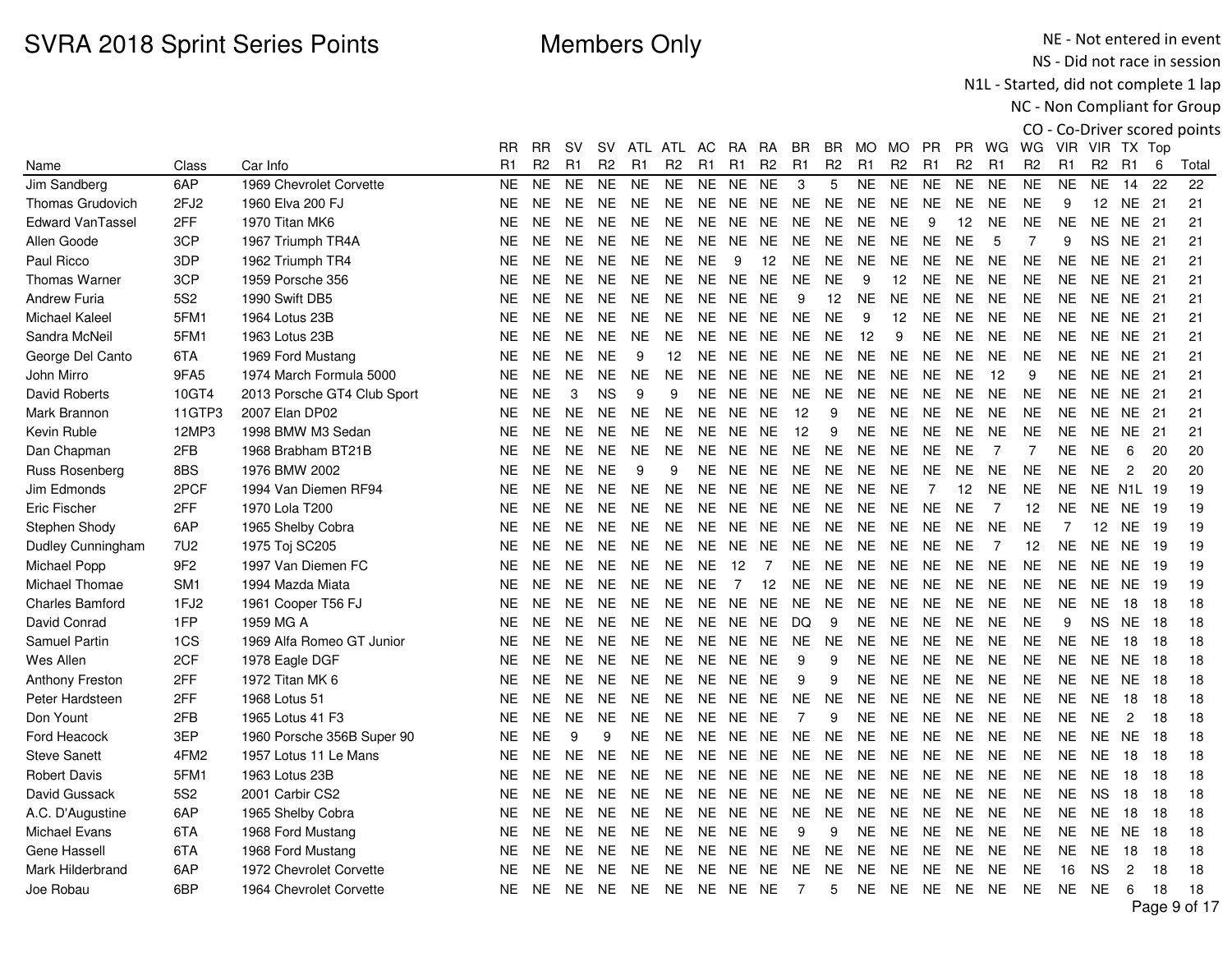# SVRA 2018 Sprint Series Points

Members Only

NE - Not entered in event
NS - Did not race in session
N1L - Started, did not complete 1 lap
NC - Non Compliant for Group
CO - Co-Driver scored points

| Name | Class | Car Info | RR R1 | RR R2 | SV R1 | SV R2 | ATL R1 | ATL R2 | AC R1 | RA R1 | RA R2 | BR R1 | BR R2 | MO R1 | MO R2 | PR R1 | PR R2 | WG R1 | WG R2 | VIR R1 | VIR R2 | TX R1 | Top 6 | Total |
|---|---|---|---|---|---|---|---|---|---|---|---|---|---|---|---|---|---|---|---|---|---|---|---|---|
| Jim Sandberg | 6AP | 1969 Chevrolet Corvette | NE | NE | NE | NE | NE | NE | NE | NE | NE | 3 | 5 | NE | NE | NE | NE | NE | NE | NE | NE | 14 | 22 | 22 |
| Thomas Grudovich | 2FJ2 | 1960 Elva 200 FJ | NE | NE | NE | NE | NE | NE | NE | NE | NE | NE | NE | NE | NE | NE | NE | NE | NE | 9 | 12 | NE | 21 | 21 |
| Edward VanTassel | 2FF | 1970 Titan MK6 | NE | NE | NE | NE | NE | NE | NE | NE | NE | NE | NE | NE | NE | 9 | 12 | NE | NE | NE | NE | NE | 21 | 21 |
| Allen Goode | 3CP | 1967 Triumph TR4A | NE | NE | NE | NE | NE | NE | NE | NE | NE | NE | NE | NE | NE | NE | NE | 5 | 7 | 9 | NS | NE | 21 | 21 |
| Paul Ricco | 3DP | 1962 Triumph TR4 | NE | NE | NE | NE | NE | NE | NE | 9 | 12 | NE | NE | NE | NE | NE | NE | NE | NE | NE | NE | NE | 21 | 21 |
| Thomas Warner | 3CP | 1959 Porsche 356 | NE | NE | NE | NE | NE | NE | NE | NE | NE | NE | NE | 9 | 12 | NE | NE | NE | NE | NE | NE | NE | 21 | 21 |
| Andrew Furia | 5S2 | 1990 Swift DB5 | NE | NE | NE | NE | NE | NE | NE | NE | NE | 9 | 12 | NE | NE | NE | NE | NE | NE | NE | NE | NE | 21 | 21 |
| Michael Kaleel | 5FM1 | 1964 Lotus 23B | NE | NE | NE | NE | NE | NE | NE | NE | NE | NE | NE | 9 | 12 | NE | NE | NE | NE | NE | NE | NE | 21 | 21 |
| Sandra McNeil | 5FM1 | 1963 Lotus 23B | NE | NE | NE | NE | NE | NE | NE | NE | NE | NE | NE | 12 | 9 | NE | NE | NE | NE | NE | NE | NE | 21 | 21 |
| George Del Canto | 6TA | 1969 Ford Mustang | NE | NE | NE | NE | 9 | 12 | NE | NE | NE | NE | NE | NE | NE | NE | NE | NE | NE | NE | NE | NE | 21 | 21 |
| John Mirro | 9FA5 | 1974 March Formula 5000 | NE | NE | NE | NE | NE | NE | NE | NE | NE | NE | NE | NE | NE | NE | NE | 12 | 9 | NE | NE | NE | 21 | 21 |
| David Roberts | 10GT4 | 2013 Porsche GT4 Club Sport | NE | NE | 3 | NS | 9 | 9 | NE | NE | NE | NE | NE | NE | NE | NE | NE | NE | NE | NE | NE | NE | 21 | 21 |
| Mark Brannon | 11GTP3 | 2007 Elan DP02 | NE | NE | NE | NE | NE | NE | NE | NE | NE | 12 | 9 | NE | NE | NE | NE | NE | NE | NE | NE | NE | 21 | 21 |
| Kevin Ruble | 12MP3 | 1998 BMW M3 Sedan | NE | NE | NE | NE | NE | NE | NE | NE | NE | 12 | 9 | NE | NE | NE | NE | NE | NE | NE | NE | NE | 21 | 21 |
| Dan Chapman | 2FB | 1968 Brabham BT21B | NE | NE | NE | NE | NE | NE | NE | NE | NE | NE | NE | NE | NE | NE | NE | 7 | 7 | NE | NE | 6 | 20 | 20 |
| Russ Rosenberg | 8BS | 1976 BMW 2002 | NE | NE | NE | NE | 9 | 9 | NE | NE | NE | NE | NE | NE | NE | NE | NE | NE | NE | NE | NE | 2 | 20 | 20 |
| Jim Edmonds | 2PCF | 1994 Van Diemen RF94 | NE | NE | NE | NE | NE | NE | NE | NE | NE | NE | NE | NE | NE | 7 | 12 | NE | NE | NE | NE | N1L | 19 | 19 |
| Eric Fischer | 2FF | 1970 Lola T200 | NE | NE | NE | NE | NE | NE | NE | NE | NE | NE | NE | NE | NE | NE | NE | 7 | 12 | NE | NE | NE | 19 | 19 |
| Stephen Shody | 6AP | 1965 Shelby Cobra | NE | NE | NE | NE | NE | NE | NE | NE | NE | NE | NE | NE | NE | NE | NE | NE | NE | 7 | 12 | NE | 19 | 19 |
| Dudley Cunningham | 7U2 | 1975 Toj SC205 | NE | NE | NE | NE | NE | NE | NE | NE | NE | NE | NE | NE | NE | NE | NE | 7 | 12 | NE | NE | NE | 19 | 19 |
| Michael Popp | 9F2 | 1997 Van Diemen FC | NE | NE | NE | NE | NE | NE | NE | 12 | 7 | NE | NE | NE | NE | NE | NE | NE | NE | NE | NE | NE | 19 | 19 |
| Michael Thomae | SM1 | 1994 Mazda Miata | NE | NE | NE | NE | NE | NE | NE | 7 | 12 | NE | NE | NE | NE | NE | NE | NE | NE | NE | NE | NE | 19 | 19 |
| Charles Bamford | 1FJ2 | 1961 Cooper T56 FJ | NE | NE | NE | NE | NE | NE | NE | NE | NE | NE | NE | NE | NE | NE | NE | NE | NE | NE | NE | 18 | 18 | 18 |
| David Conrad | 1FP | 1959 MG A | NE | NE | NE | NE | NE | NE | NE | NE | NE | DQ | 9 | NE | NE | NE | NE | NE | NE | 9 | NS | NE | 18 | 18 |
| Samuel Partin | 1CS | 1969 Alfa Romeo GT Junior | NE | NE | NE | NE | NE | NE | NE | NE | NE | NE | NE | NE | NE | NE | NE | NE | NE | NE | NE | 18 | 18 | 18 |
| Wes Allen | 2CF | 1978 Eagle DGF | NE | NE | NE | NE | NE | NE | NE | NE | NE | 9 | 9 | NE | NE | NE | NE | NE | NE | NE | NE | NE | 18 | 18 |
| Anthony Freston | 2FF | 1972 Titan MK 6 | NE | NE | NE | NE | NE | NE | NE | NE | NE | 9 | 9 | NE | NE | NE | NE | NE | NE | NE | NE | NE | 18 | 18 |
| Peter Hardsteen | 2FF | 1968 Lotus 51 | NE | NE | NE | NE | NE | NE | NE | NE | NE | NE | NE | NE | NE | NE | NE | NE | NE | NE | NE | 18 | 18 | 18 |
| Don Yount | 2FB | 1965 Lotus 41 F3 | NE | NE | NE | NE | NE | NE | NE | NE | NE | 7 | 9 | NE | NE | NE | NE | NE | NE | NE | NE | 2 | 18 | 18 |
| Ford Heacock | 3EP | 1960 Porsche 356B Super 90 | NE | NE | 9 | 9 | NE | NE | NE | NE | NE | NE | NE | NE | NE | NE | NE | NE | NE | NE | NE | NE | 18 | 18 |
| Steve Sanett | 4FM2 | 1957 Lotus 11 Le Mans | NE | NE | NE | NE | NE | NE | NE | NE | NE | NE | NE | NE | NE | NE | NE | NE | NE | NE | NE | 18 | 18 | 18 |
| Robert Davis | 5FM1 | 1963 Lotus 23B | NE | NE | NE | NE | NE | NE | NE | NE | NE | NE | NE | NE | NE | NE | NE | NE | NE | NE | NE | 18 | 18 | 18 |
| David Gussack | 5S2 | 2001 Carbir CS2 | NE | NE | NE | NE | NE | NE | NE | NE | NE | NE | NE | NE | NE | NE | NE | NE | NE | NE | NS | 18 | 18 | 18 |
| A.C. D'Augustine | 6AP | 1965 Shelby Cobra | NE | NE | NE | NE | NE | NE | NE | NE | NE | NE | NE | NE | NE | NE | NE | NE | NE | NE | NE | 18 | 18 | 18 |
| Michael Evans | 6TA | 1968 Ford Mustang | NE | NE | NE | NE | NE | NE | NE | NE | NE | 9 | 9 | NE | NE | NE | NE | NE | NE | NE | NE | NE | 18 | 18 |
| Gene Hassell | 6TA | 1968 Ford Mustang | NE | NE | NE | NE | NE | NE | NE | NE | NE | NE | NE | NE | NE | NE | NE | NE | NE | NE | NE | 18 | 18 | 18 |
| Mark Hilderbrand | 6AP | 1972 Chevrolet Corvette | NE | NE | NE | NE | NE | NE | NE | NE | NE | NE | NE | NE | NE | NE | NE | NE | NE | 16 | NS | 2 | 18 | 18 |
| Joe Robau | 6BP | 1964 Chevrolet Corvette | NE | NE | NE | NE | NE | NE | NE | NE | NE | 7 | 5 | NE | NE | NE | NE | NE | NE | NE | NE | 6 | 18 | 18 |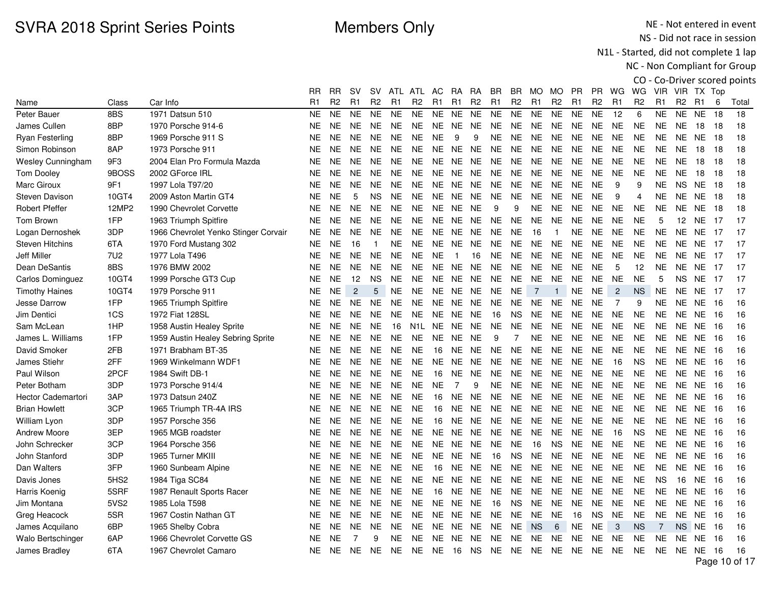# SVRA 2018 Sprint Series Points

Members Only

NE - Not entered in event
NS - Did not race in session
N1L - Started, did not complete 1 lap
NC - Non Compliant for Group
CO - Co-Driver scored points

| Name | Class | Car Info | RR R1 | RR R2 | SV R1 | SV R2 | ATL R1 | ATL R2 | AC R1 | RA R1 | RA R2 | BR R1 | BR R2 | MO R1 | MO R2 | PR R1 | PR R2 | WG R1 | WG R2 | VIR R1 | VIR R2 | TX R1 | Top 6 | Total |
|---|---|---|---|---|---|---|---|---|---|---|---|---|---|---|---|---|---|---|---|---|---|---|---|---|
| Peter Bauer | 8BS | 1971 Datsun 510 | NE | NE | NE | NE | NE | NE | NE | NE | NE | NE | NE | NE | NE | NE | NE | 12 | 6 | NE | NE | NE | 18 | 18 |
| James Cullen | 8BP | 1970 Porsche 914-6 | NE | NE | NE | NE | NE | NE | NE | NE | NE | NE | NE | NE | NE | NE | NE | NE | NE | NE | NE | 18 | 18 | 18 |
| Ryan Festerling | 8BP | 1969 Porsche 911 S | NE | NE | NE | NE | NE | NE | NE | 9 | 9 | NE | NE | NE | NE | NE | NE | NE | NE | NE | NE | NE | 18 | 18 |
| Simon Robinson | 8AP | 1973 Porsche 911 | NE | NE | NE | NE | NE | NE | NE | NE | NE | NE | NE | NE | NE | NE | NE | NE | NE | NE | NE | 18 | 18 | 18 |
| Wesley Cunningham | 9F3 | 2004 Elan Pro Formula Mazda | NE | NE | NE | NE | NE | NE | NE | NE | NE | NE | NE | NE | NE | NE | NE | NE | NE | NE | NE | 18 | 18 | 18 |
| Tom Dooley | 9BOSS | 2002 GForce IRL | NE | NE | NE | NE | NE | NE | NE | NE | NE | NE | NE | NE | NE | NE | NE | NE | NE | NE | NE | 18 | 18 | 18 |
| Marc Giroux | 9F1 | 1997 Lola T97/20 | NE | NE | NE | NE | NE | NE | NE | NE | NE | NE | NE | NE | NE | NE | NE | 9 | 9 | NE | NS | NE | 18 | 18 |
| Steven Davison | 10GT4 | 2009 Aston Martin GT4 | NE | NE | 5 | NS | NE | NE | NE | NE | NE | NE | NE | NE | NE | NE | NE | 9 | 4 | NE | NE | NE | 18 | 18 |
| Robert Pfeffer | 12MP2 | 1990 Chevrolet Corvette | NE | NE | NE | NE | NE | NE | NE | NE | NE | 9 | 9 | NE | NE | NE | NE | NE | NE | NE | NE | NE | 18 | 18 |
| Tom Brown | 1FP | 1963 Triumph Spitfire | NE | NE | NE | NE | NE | NE | NE | NE | NE | NE | NE | NE | NE | NE | NE | NE | NE | 5 | 12 | NE | 17 | 17 |
| Logan Dernoshek | 3DP | 1966 Chevrolet Yenko Stinger Corvair | NE | NE | NE | NE | NE | NE | NE | NE | NE | NE | NE | 16 | 1 | NE | NE | NE | NE | NE | NE | NE | 17 | 17 |
| Steven Hitchins | 6TA | 1970 Ford Mustang 302 | NE | NE | 16 | 1 | NE | NE | NE | NE | NE | NE | NE | NE | NE | NE | NE | NE | NE | NE | NE | NE | 17 | 17 |
| Jeff Miller | 7U2 | 1977 Lola T496 | NE | NE | NE | NE | NE | NE | NE | 1 | 16 | NE | NE | NE | NE | NE | NE | NE | NE | NE | NE | NE | 17 | 17 |
| Dean DeSantis | 8BS | 1976 BMW 2002 | NE | NE | NE | NE | NE | NE | NE | NE | NE | NE | NE | NE | NE | NE | NE | 5 | 12 | NE | NE | NE | 17 | 17 |
| Carlos Dominguez | 10GT4 | 1999 Porsche GT3 Cup | NE | NE | 12 | NS | NE | NE | NE | NE | NE | NE | NE | NE | NE | NE | NE | NE | NE | 5 | NS | NE | 17 | 17 |
| Timothy Haines | 10GT4 | 1979 Porsche 911 | NE | NE | 2 | 5 | NE | NE | NE | NE | NE | NE | NE | 7 | 1 | NE | NE | 2 | NS | NE | NE | NE | 17 | 17 |
| Jesse Darrow | 1FP | 1965 Triumph Spitfire | NE | NE | NE | NE | NE | NE | NE | NE | NE | NE | NE | NE | NE | NE | NE | 7 | 9 | NE | NE | NE | 16 | 16 |
| Jim Dentici | 1CS | 1972 Fiat 128SL | NE | NE | NE | NE | NE | NE | NE | NE | NE | 16 | NS | NE | NE | NE | NE | NE | NE | NE | NE | NE | 16 | 16 |
| Sam McLean | 1HP | 1958 Austin Healey Sprite | NE | NE | NE | NE | 16 | N1L | NE | NE | NE | NE | NE | NE | NE | NE | NE | NE | NE | NE | NE | NE | 16 | 16 |
| James L. Williams | 1FP | 1959 Austin Healey Sebring Sprite | NE | NE | NE | NE | NE | NE | NE | NE | NE | 9 | 7 | NE | NE | NE | NE | NE | NE | NE | NE | NE | 16 | 16 |
| David Smoker | 2FB | 1971 Brabham BT-35 | NE | NE | NE | NE | NE | NE | 16 | NE | NE | NE | NE | NE | NE | NE | NE | NE | NE | NE | NE | NE | 16 | 16 |
| James Stiehr | 2FF | 1969 Winkelmann WDF1 | NE | NE | NE | NE | NE | NE | NE | NE | NE | NE | NE | NE | NE | NE | NE | 16 | NS | NE | NE | NE | 16 | 16 |
| Paul Wilson | 2PCF | 1984 Swift DB-1 | NE | NE | NE | NE | NE | NE | 16 | NE | NE | NE | NE | NE | NE | NE | NE | NE | NE | NE | NE | NE | 16 | 16 |
| Peter Botham | 3DP | 1973 Porsche 914/4 | NE | NE | NE | NE | NE | NE | NE | 7 | 9 | NE | NE | NE | NE | NE | NE | NE | NE | NE | NE | NE | 16 | 16 |
| Hector Cademartori | 3AP | 1973 Datsun 240Z | NE | NE | NE | NE | NE | NE | 16 | NE | NE | NE | NE | NE | NE | NE | NE | NE | NE | NE | NE | NE | 16 | 16 |
| Brian Howlett | 3CP | 1965 Triumph TR-4A IRS | NE | NE | NE | NE | NE | NE | 16 | NE | NE | NE | NE | NE | NE | NE | NE | NE | NE | NE | NE | NE | 16 | 16 |
| William Lyon | 3DP | 1957 Porsche 356 | NE | NE | NE | NE | NE | NE | 16 | NE | NE | NE | NE | NE | NE | NE | NE | NE | NE | NE | NE | NE | 16 | 16 |
| Andrew Moore | 3EP | 1965 MGB roadster | NE | NE | NE | NE | NE | NE | NE | NE | NE | NE | NE | NE | NE | NE | NE | 16 | NS | NE | NE | NE | 16 | 16 |
| John Schrecker | 3CP | 1964 Porsche 356 | NE | NE | NE | NE | NE | NE | NE | NE | NE | NE | NE | 16 | NS | NE | NE | NE | NE | NE | NE | NE | 16 | 16 |
| John Stanford | 3DP | 1965 Turner MKIII | NE | NE | NE | NE | NE | NE | NE | NE | NE | 16 | NS | NE | NE | NE | NE | NE | NE | NE | NE | NE | 16 | 16 |
| Dan Walters | 3FP | 1960 Sunbeam Alpine | NE | NE | NE | NE | NE | NE | 16 | NE | NE | NE | NE | NE | NE | NE | NE | NE | NE | NE | NE | NE | 16 | 16 |
| Davis Jones | 5HS2 | 1984 Tiga SC84 | NE | NE | NE | NE | NE | NE | NE | NE | NE | NE | NE | NE | NE | NE | NE | NE | NE | NS | 16 | NE | 16 | 16 |
| Harris Koenig | 5SRF | 1987 Renault Sports Racer | NE | NE | NE | NE | NE | NE | 16 | NE | NE | NE | NE | NE | NE | NE | NE | NE | NE | NE | NE | NE | 16 | 16 |
| Jim Montana | 5VS2 | 1985 Lola T598 | NE | NE | NE | NE | NE | NE | NE | NE | NE | 16 | NS | NE | NE | NE | NE | NE | NE | NE | NE | NE | 16 | 16 |
| Greg Heacock | 5SR | 1967 Costin Nathan GT | NE | NE | NE | NE | NE | NE | NE | NE | NE | NE | NE | NE | NE | 16 | NS | NE | NE | NE | NE | NE | 16 | 16 |
| James Acquilano | 6BP | 1965 Shelby Cobra | NE | NE | NE | NE | NE | NE | NE | NE | NE | NE | NE | NS | 6 | NE | NE | 3 | NS | 7 | NS | NE | 16 | 16 |
| Walo Bertschinger | 6AP | 1966 Chevrolet Corvette GS | NE | NE | 7 | 9 | NE | NE | NE | NE | NE | NE | NE | NE | NE | NE | NE | NE | NE | NE | NE | NE | 16 | 16 |
| James Bradley | 6TA | 1967 Chevrolet Camaro | NE | NE | NE | NE | NE | NE | NE | 16 | NS | NE | NE | NE | NE | NE | NE | NE | NE | NE | NE | NE | 16 | 16 |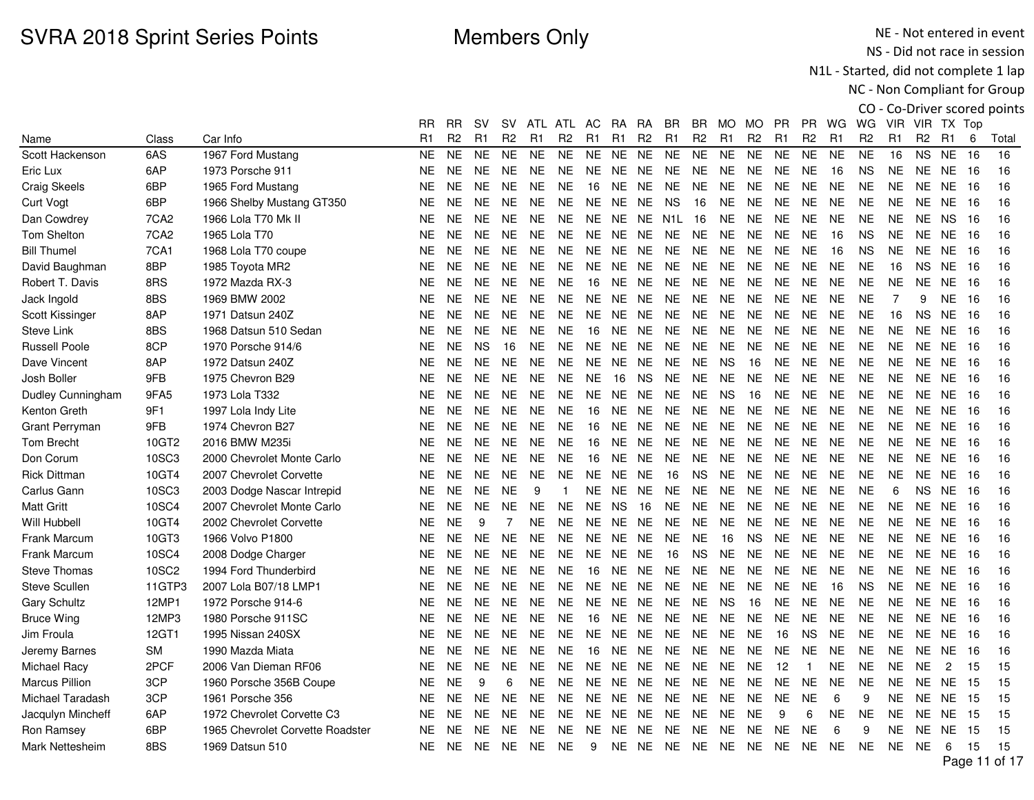# SVRA 2018 Sprint Series Points

Members Only

NE - Not entered in event
NS - Did not race in session
N1L - Started, did not complete 1 lap
NC - Non Compliant for Group
CO - Co-Driver scored points

| Name | Class | Car Info | RR R1 | RR R2 | SV R1 | SV R2 | ATL R1 | ATL R2 | AC R1 | RA R1 | RA R2 | BR R1 | BR R2 | MO R1 | MO R2 | PR R1 | PR R2 | WG R1 | WG R2 | VIR R1 | VIR R2 | TX R1 | Top 6 | Total |
|---|---|---|---|---|---|---|---|---|---|---|---|---|---|---|---|---|---|---|---|---|---|---|---|---|
| Scott Hackenson | 6AS | 1967 Ford Mustang | NE | NE | NE | NE | NE | NE | NE | NE | NE | NE | NE | NE | NE | NE | NE | NE | NE | 16 | NS | NE | 16 | 16 |
| Eric Lux | 6AP | 1973 Porsche 911 | NE | NE | NE | NE | NE | NE | NE | NE | NE | NE | NE | NE | NE | NE | NE | 16 | NS | NE | NE | NE | 16 | 16 |
| Craig Skeels | 6BP | 1965 Ford Mustang | NE | NE | NE | NE | NE | NE | 16 | NE | NE | NE | NE | NE | NE | NE | NE | NE | NE | NE | NE | NE | 16 | 16 |
| Curt Vogt | 6BP | 1966 Shelby Mustang GT350 | NE | NE | NE | NE | NE | NE | NE | NE | NE | NS | 16 | NE | NE | NE | NE | NE | NE | NE | NE | NE | 16 | 16 |
| Dan Cowdrey | 7CA2 | 1966 Lola T70 Mk II | NE | NE | NE | NE | NE | NE | NE | NE | NE | N1L | 16 | NE | NE | NE | NE | NE | NE | NE | NE | NS | 16 | 16 |
| Tom Shelton | 7CA2 | 1965 Lola T70 | NE | NE | NE | NE | NE | NE | NE | NE | NE | NE | NE | NE | NE | NE | NE | 16 | NS | NE | NE | NE | 16 | 16 |
| Bill Thumel | 7CA1 | 1968 Lola T70 coupe | NE | NE | NE | NE | NE | NE | NE | NE | NE | NE | NE | NE | NE | NE | NE | 16 | NS | NE | NE | NE | 16 | 16 |
| David Baughman | 8BP | 1985 Toyota MR2 | NE | NE | NE | NE | NE | NE | NE | NE | NE | NE | NE | NE | NE | NE | NE | NE | NE | 16 | NS | NE | 16 | 16 |
| Robert T. Davis | 8RS | 1972 Mazda RX-3 | NE | NE | NE | NE | NE | NE | 16 | NE | NE | NE | NE | NE | NE | NE | NE | NE | NE | NE | NE | NE | 16 | 16 |
| Jack Ingold | 8BS | 1969 BMW 2002 | NE | NE | NE | NE | NE | NE | NE | NE | NE | NE | NE | NE | NE | NE | NE | NE | NE | 7 | 9 | NE | 16 | 16 |
| Scott Kissinger | 8AP | 1971 Datsun 240Z | NE | NE | NE | NE | NE | NE | NE | NE | NE | NE | NE | NE | NE | NE | NE | NE | NE | 16 | NS | NE | 16 | 16 |
| Steve Link | 8BS | 1968 Datsun 510 Sedan | NE | NE | NE | NE | NE | NE | 16 | NE | NE | NE | NE | NE | NE | NE | NE | NE | NE | NE | NE | NE | 16 | 16 |
| Russell Poole | 8CP | 1970 Porsche 914/6 | NE | NE | NS | 16 | NE | NE | NE | NE | NE | NE | NE | NE | NE | NE | NE | NE | NE | NE | NE | NE | 16 | 16 |
| Dave Vincent | 8AP | 1972 Datsun 240Z | NE | NE | NE | NE | NE | NE | NE | NE | NE | NE | NE | NS | 16 | NE | NE | NE | NE | NE | NE | NE | 16 | 16 |
| Josh Boller | 9FB | 1975 Chevron B29 | NE | NE | NE | NE | NE | NE | NE | 16 | NS | NE | NE | NE | NE | NE | NE | NE | NE | NE | NE | NE | 16 | 16 |
| Dudley Cunningham | 9FA5 | 1973 Lola T332 | NE | NE | NE | NE | NE | NE | NE | NE | NE | NE | NE | NS | 16 | NE | NE | NE | NE | NE | NE | NE | 16 | 16 |
| Kenton Greth | 9F1 | 1997 Lola Indy Lite | NE | NE | NE | NE | NE | NE | 16 | NE | NE | NE | NE | NE | NE | NE | NE | NE | NE | NE | NE | NE | 16 | 16 |
| Grant Perryman | 9FB | 1974 Chevron B27 | NE | NE | NE | NE | NE | NE | 16 | NE | NE | NE | NE | NE | NE | NE | NE | NE | NE | NE | NE | NE | 16 | 16 |
| Tom Brecht | 10GT2 | 2016 BMW M235i | NE | NE | NE | NE | NE | NE | 16 | NE | NE | NE | NE | NE | NE | NE | NE | NE | NE | NE | NE | NE | 16 | 16 |
| Don Corum | 10SC3 | 2000 Chevrolet Monte Carlo | NE | NE | NE | NE | NE | NE | 16 | NE | NE | NE | NE | NE | NE | NE | NE | NE | NE | NE | NE | NE | 16 | 16 |
| Rick Dittman | 10GT4 | 2007 Chevrolet Corvette | NE | NE | NE | NE | NE | NE | NE | NE | NE | 16 | NS | NE | NE | NE | NE | NE | NE | NE | NE | NE | 16 | 16 |
| Carlus Gann | 10SC3 | 2003 Dodge Nascar Intrepid | NE | NE | NE | NE | 9 | 1 | NE | NE | NE | NE | NE | NE | NE | NE | NE | NE | NE | 6 | NS | NE | 16 | 16 |
| Matt Gritt | 10SC4 | 2007 Chevrolet Monte Carlo | NE | NE | NE | NE | NE | NE | NE | NS | 16 | NE | NE | NE | NE | NE | NE | NE | NE | NE | NE | NE | 16 | 16 |
| Will Hubbell | 10GT4 | 2002 Chevrolet Corvette | NE | NE | 9 | 7 | NE | NE | NE | NE | NE | NE | NE | NE | NE | NE | NE | NE | NE | NE | NE | NE | 16 | 16 |
| Frank Marcum | 10GT3 | 1966 Volvo P1800 | NE | NE | NE | NE | NE | NE | NE | NE | NE | NE | NE | 16 | NS | NE | NE | NE | NE | NE | NE | NE | 16 | 16 |
| Frank Marcum | 10SC4 | 2008 Dodge Charger | NE | NE | NE | NE | NE | NE | NE | NE | NE | 16 | NS | NE | NE | NE | NE | NE | NE | NE | NE | NE | 16 | 16 |
| Steve Thomas | 10SC2 | 1994 Ford Thunderbird | NE | NE | NE | NE | NE | NE | 16 | NE | NE | NE | NE | NE | NE | NE | NE | NE | NE | NE | NE | NE | 16 | 16 |
| Steve Scullen | 11GTP3 | 2007 Lola B07/18 LMP1 | NE | NE | NE | NE | NE | NE | NE | NE | NE | NE | NE | NE | NE | NE | NE | 16 | NS | NE | NE | NE | 16 | 16 |
| Gary Schultz | 12MP1 | 1972 Porsche 914-6 | NE | NE | NE | NE | NE | NE | NE | NE | NE | NE | NE | NS | 16 | NE | NE | NE | NE | NE | NE | NE | 16 | 16 |
| Bruce Wing | 12MP3 | 1980 Porsche 911SC | NE | NE | NE | NE | NE | NE | 16 | NE | NE | NE | NE | NE | NE | NE | NE | NE | NE | NE | NE | NE | 16 | 16 |
| Jim Froula | 12GT1 | 1995 Nissan 240SX | NE | NE | NE | NE | NE | NE | NE | NE | NE | NE | NE | NE | NE | 16 | NS | NE | NE | NE | NE | NE | 16 | 16 |
| Jeremy Barnes | SM | 1990 Mazda Miata | NE | NE | NE | NE | NE | NE | 16 | NE | NE | NE | NE | NE | NE | NE | NE | NE | NE | NE | NE | NE | 16 | 16 |
| Michael Racy | 2PCF | 2006 Van Dieman RF06 | NE | NE | NE | NE | NE | NE | NE | NE | NE | NE | NE | NE | NE | 12 | 1 | NE | NE | NE | NE | 2 | 15 | 15 |
| Marcus Pillion | 3CP | 1960 Porsche 356B Coupe | NE | NE | 9 | 6 | NE | NE | NE | NE | NE | NE | NE | NE | NE | NE | NE | NE | NE | NE | NE | NE | 15 | 15 |
| Michael Taradash | 3CP | 1961 Porsche 356 | NE | NE | NE | NE | NE | NE | NE | NE | NE | NE | NE | NE | NE | NE | NE | 6 | 9 | NE | NE | NE | 15 | 15 |
| Jacqulyn Mincheff | 6AP | 1972 Chevrolet Corvette C3 | NE | NE | NE | NE | NE | NE | NE | NE | NE | NE | NE | NE | NE | 9 | 6 | NE | NE | NE | NE | NE | 15 | 15 |
| Ron Ramsey | 6BP | 1965 Chevrolet Corvette Roadster | NE | NE | NE | NE | NE | NE | NE | NE | NE | NE | NE | NE | NE | NE | NE | 6 | 9 | NE | NE | NE | 15 | 15 |
| Mark Nettesheim | 8BS | 1969 Datsun 510 | NE | NE | NE | NE | NE | NE | 9 | NE | NE | NE | NE | NE | NE | NE | NE | NE | NE | NE | NE | 6 | 15 | 15 |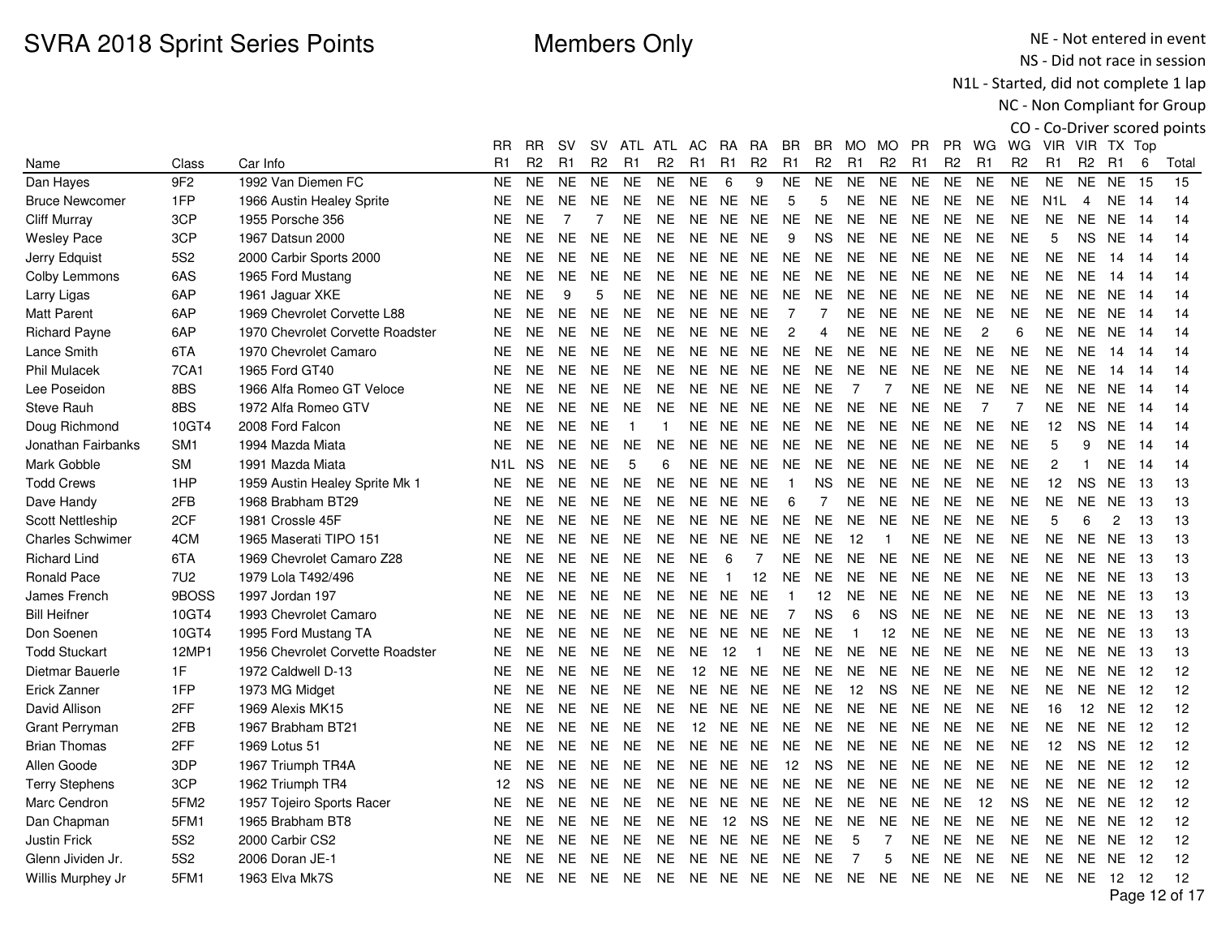# SVRA 2018 Sprint Series Points

Members Only

NE - Not entered in event
NS - Did not race in session
N1L - Started, did not complete 1 lap
NC - Non Compliant for Group
CO - Co-Driver scored points

| Name | Class | Car Info | RR R1 | RR R2 | SV R1 | SV R2 | ATL R1 | ATL R2 | AC R1 | RA R1 | RA R2 | BR R1 | BR R2 | MO R1 | MO R2 | PR R1 | PR R2 | WG R1 | WG R2 | VIR R1 | VIR R2 | TX R1 | Top 6 | Total |
|---|---|---|---|---|---|---|---|---|---|---|---|---|---|---|---|---|---|---|---|---|---|---|---|---|
| Dan Hayes | 9F2 | 1992 Van Diemen FC | NE | NE | NE | NE | NE | NE | NE | 6 | 9 | NE | NE | NE | NE | NE | NE | NE | NE | NE | NE | NE | 15 | 15 |
| Bruce Newcomer | 1FP | 1966 Austin Healey Sprite | NE | NE | NE | NE | NE | NE | NE | NE | NE | 5 | 5 | NE | NE | NE | NE | NE | NE | N1L | 4 | NE | 14 | 14 |
| Cliff Murray | 3CP | 1955 Porsche 356 | NE | NE | 7 | 7 | NE | NE | NE | NE | NE | NE | NE | NE | NE | NE | NE | NE | NE | NE | NE | NE | 14 | 14 |
| Wesley Pace | 3CP | 1967 Datsun 2000 | NE | NE | NE | NE | NE | NE | NE | NE | NE | 9 | NS | NE | NE | NE | NE | NE | NE | 5 | NS | NE | 14 | 14 |
| Jerry Edquist | 5S2 | 2000 Carbir Sports 2000 | NE | NE | NE | NE | NE | NE | NE | NE | NE | NE | NE | NE | NE | NE | NE | NE | NE | NE | NE | 14 | 14 | 14 |
| Colby Lemmons | 6AS | 1965 Ford Mustang | NE | NE | NE | NE | NE | NE | NE | NE | NE | NE | NE | NE | NE | NE | NE | NE | NE | NE | NE | 14 | 14 | 14 |
| Larry Ligas | 6AP | 1961 Jaguar XKE | NE | NE | 9 | 5 | NE | NE | NE | NE | NE | NE | NE | NE | NE | NE | NE | NE | NE | NE | NE | NE | 14 | 14 |
| Matt Parent | 6AP | 1969 Chevrolet Corvette L88 | NE | NE | NE | NE | NE | NE | NE | NE | NE | 7 | 7 | NE | NE | NE | NE | NE | NE | NE | NE | NE | 14 | 14 |
| Richard Payne | 6AP | 1970 Chevrolet Corvette Roadster | NE | NE | NE | NE | NE | NE | NE | NE | NE | 2 | 4 | NE | NE | NE | NE | 2 | 6 | NE | NE | NE | 14 | 14 |
| Lance Smith | 6TA | 1970 Chevrolet Camaro | NE | NE | NE | NE | NE | NE | NE | NE | NE | NE | NE | NE | NE | NE | NE | NE | NE | NE | NE | 14 | 14 | 14 |
| Phil Mulacek | 7CA1 | 1965 Ford GT40 | NE | NE | NE | NE | NE | NE | NE | NE | NE | NE | NE | NE | NE | NE | NE | NE | NE | NE | NE | 14 | 14 | 14 |
| Lee Poseidon | 8BS | 1966 Alfa Romeo GT Veloce | NE | NE | NE | NE | NE | NE | NE | NE | NE | NE | NE | 7 | 7 | NE | NE | NE | NE | NE | NE | NE | 14 | 14 |
| Steve Rauh | 8BS | 1972 Alfa Romeo GTV | NE | NE | NE | NE | NE | NE | NE | NE | NE | NE | NE | NE | NE | NE | NE | 7 | 7 | NE | NE | NE | 14 | 14 |
| Doug Richmond | 10GT4 | 2008 Ford Falcon | NE | NE | NE | NE | 1 | 1 | NE | NE | NE | NE | NE | NE | NE | NE | NE | NE | NE | 12 | NS | NE | 14 | 14 |
| Jonathan Fairbanks | SM1 | 1994 Mazda Miata | NE | NE | NE | NE | NE | NE | NE | NE | NE | NE | NE | NE | NE | NE | NE | NE | NE | 5 | 9 | NE | 14 | 14 |
| Mark Gobble | SM | 1991 Mazda Miata | N1L | NS | NE | NE | 5 | 6 | NE | NE | NE | NE | NE | NE | NE | NE | NE | NE | NE | 2 | 1 | NE | 14 | 14 |
| Todd Crews | 1HP | 1959 Austin Healey Sprite Mk 1 | NE | NE | NE | NE | NE | NE | NE | NE | NE | 1 | NS | NE | NE | NE | NE | NE | NE | 12 | NS | NE | 13 | 13 |
| Dave Handy | 2FB | 1968 Brabham BT29 | NE | NE | NE | NE | NE | NE | NE | NE | NE | 6 | 7 | NE | NE | NE | NE | NE | NE | NE | NE | NE | 13 | 13 |
| Scott Nettleship | 2CF | 1981 Crossle 45F | NE | NE | NE | NE | NE | NE | NE | NE | NE | NE | NE | NE | NE | NE | NE | NE | NE | 5 | 6 | 2 | 13 | 13 |
| Charles Schwimer | 4CM | 1965 Maserati TIPO 151 | NE | NE | NE | NE | NE | NE | NE | NE | NE | NE | NE | 12 | 1 | NE | NE | NE | NE | NE | NE | NE | 13 | 13 |
| Richard Lind | 6TA | 1969 Chevrolet Camaro Z28 | NE | NE | NE | NE | NE | NE | NE | 6 | 7 | NE | NE | NE | NE | NE | NE | NE | NE | NE | NE | NE | 13 | 13 |
| Ronald Pace | 7U2 | 1979 Lola T492/496 | NE | NE | NE | NE | NE | NE | NE | 1 | 12 | NE | NE | NE | NE | NE | NE | NE | NE | NE | NE | NE | 13 | 13 |
| James French | 9BOSS | 1997 Jordan 197 | NE | NE | NE | NE | NE | NE | NE | NE | NE | 1 | 12 | NE | NE | NE | NE | NE | NE | NE | NE | NE | 13 | 13 |
| Bill Heifner | 10GT4 | 1993 Chevrolet Camaro | NE | NE | NE | NE | NE | NE | NE | NE | NE | 7 | NS | 6 | NS | NE | NE | NE | NE | NE | NE | NE | 13 | 13 |
| Don Soenen | 10GT4 | 1995 Ford Mustang TA | NE | NE | NE | NE | NE | NE | NE | NE | NE | NE | NE | 1 | 12 | NE | NE | NE | NE | NE | NE | NE | 13 | 13 |
| Todd Stuckart | 12MP1 | 1956 Chevrolet Corvette Roadster | NE | NE | NE | NE | NE | NE | NE | 12 | 1 | NE | NE | NE | NE | NE | NE | NE | NE | NE | NE | NE | 13 | 13 |
| Dietmar Bauerle | 1F | 1972 Caldwell D-13 | NE | NE | NE | NE | NE | NE | 12 | NE | NE | NE | NE | NE | NE | NE | NE | NE | NE | NE | NE | NE | 12 | 12 |
| Erick Zanner | 1FP | 1973 MG Midget | NE | NE | NE | NE | NE | NE | NE | NE | NE | NE | NE | 12 | NS | NE | NE | NE | NE | NE | NE | NE | 12 | 12 |
| David Allison | 2FF | 1969 Alexis MK15 | NE | NE | NE | NE | NE | NE | NE | NE | NE | NE | NE | NE | NE | NE | NE | NE | NE | 16 | 12 | NE | 12 | 12 |
| Grant Perryman | 2FB | 1967 Brabham BT21 | NE | NE | NE | NE | NE | NE | 12 | NE | NE | NE | NE | NE | NE | NE | NE | NE | NE | NE | NE | NE | 12 | 12 |
| Brian Thomas | 2FF | 1969 Lotus 51 | NE | NE | NE | NE | NE | NE | NE | NE | NE | NE | NE | NE | NE | NE | NE | NE | NE | 12 | NS | NE | 12 | 12 |
| Allen Goode | 3DP | 1967 Triumph TR4A | NE | NE | NE | NE | NE | NE | NE | NE | NE | 12 | NS | NE | NE | NE | NE | NE | NE | NE | NE | NE | 12 | 12 |
| Terry Stephens | 3CP | 1962 Triumph TR4 | 12 | NS | NE | NE | NE | NE | NE | NE | NE | NE | NE | NE | NE | NE | NE | NE | NE | NE | NE | NE | 12 | 12 |
| Marc Cendron | 5FM2 | 1957 Tojeiro Sports Racer | NE | NE | NE | NE | NE | NE | NE | NE | NE | NE | NE | NE | NE | NE | NE | 12 | NS | NE | NE | NE | 12 | 12 |
| Dan Chapman | 5FM1 | 1965 Brabham BT8 | NE | NE | NE | NE | NE | NE | NE | 12 | NS | NE | NE | NE | NE | NE | NE | NE | NE | NE | NE | NE | 12 | 12 |
| Justin Frick | 5S2 | 2000 Carbir CS2 | NE | NE | NE | NE | NE | NE | NE | NE | NE | NE | NE | 5 | 7 | NE | NE | NE | NE | NE | NE | NE | 12 | 12 |
| Glenn Jividen Jr. | 5S2 | 2006 Doran JE-1 | NE | NE | NE | NE | NE | NE | NE | NE | NE | NE | NE | 7 | 5 | NE | NE | NE | NE | NE | NE | NE | 12 | 12 |
| Willis Murphey Jr | 5FM1 | 1963 Elva Mk7S | NE | NE | NE | NE | NE | NE | NE | NE | NE | NE | NE | NE | NE | NE | NE | NE | NE | NE | NE | 12 | 12 | 12 |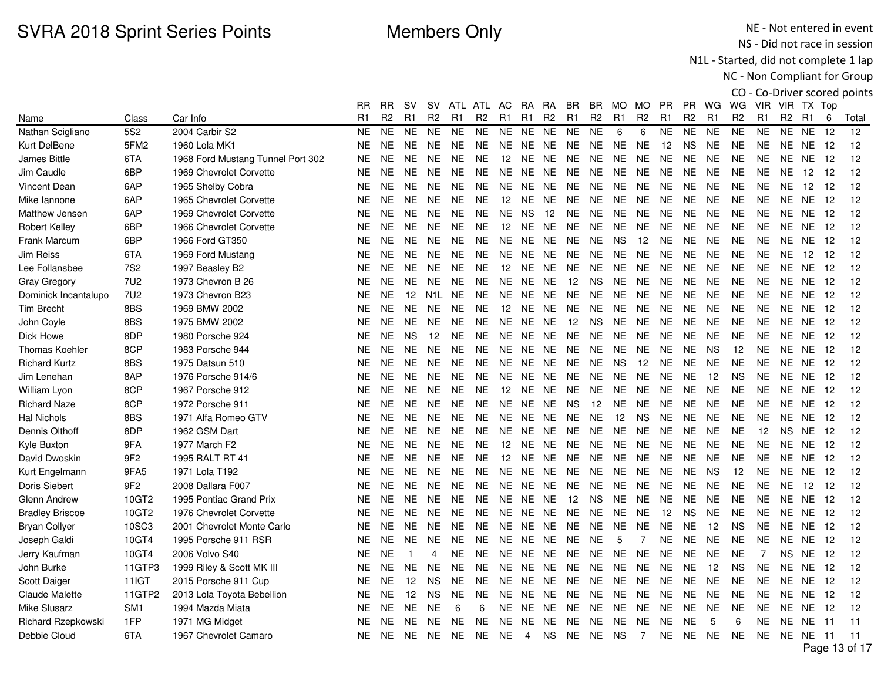# SVRA 2018 Sprint Series Points

Members Only

NE - Not entered in event
NS - Did not race in session
N1L - Started, did not complete 1 lap
NC - Non Compliant for Group
CO - Co-Driver scored points

| Name | Class | Car Info | RR R1 | RR R2 | SV R1 | SV R2 | ATL R1 | ATL R2 | AC R1 | RA R1 | RA R2 | BR R1 | BR R2 | MO R1 | MO R2 | PR R1 | PR R2 | WG R1 | WG R2 | VIR R1 | VIR R2 | TX R1 | Top 6 | Total |
|---|---|---|---|---|---|---|---|---|---|---|---|---|---|---|---|---|---|---|---|---|---|---|---|---|
| Nathan Scigliano | 5S2 | 2004 Carbir S2 | NE | NE | NE | NE | NE | NE | NE | NE | NE | NE | NE | 6 | 6 | NE | NE | NE | NE | NE | NE | NE | 12 | 12 |
| Kurt DelBene | 5FM2 | 1960 Lola MK1 | NE | NE | NE | NE | NE | NE | NE | NE | NE | NE | NE | NE | NE | 12 | NS | NE | NE | NE | NE | NE | 12 | 12 |
| James Bittle | 6TA | 1968 Ford Mustang Tunnel Port 302 | NE | NE | NE | NE | NE | NE | 12 | NE | NE | NE | NE | NE | NE | NE | NE | NE | NE | NE | NE | NE | 12 | 12 |
| Jim Caudle | 6BP | 1969 Chevrolet Corvette | NE | NE | NE | NE | NE | NE | NE | NE | NE | NE | NE | NE | NE | NE | NE | NE | NE | NE | NE | 12 | 12 | 12 |
| Vincent Dean | 6AP | 1965 Shelby Cobra | NE | NE | NE | NE | NE | NE | NE | NE | NE | NE | NE | NE | NE | NE | NE | NE | NE | NE | NE | 12 | 12 | 12 |
| Mike Iannone | 6AP | 1965 Chevrolet Corvette | NE | NE | NE | NE | NE | NE | 12 | NE | NE | NE | NE | NE | NE | NE | NE | NE | NE | NE | NE | NE | 12 | 12 |
| Matthew Jensen | 6AP | 1969 Chevrolet Corvette | NE | NE | NE | NE | NE | NE | NE | NS | 12 | NE | NE | NE | NE | NE | NE | NE | NE | NE | NE | NE | 12 | 12 |
| Robert Kelley | 6BP | 1966 Chevrolet Corvette | NE | NE | NE | NE | NE | NE | 12 | NE | NE | NE | NE | NE | NE | NE | NE | NE | NE | NE | NE | NE | 12 | 12 |
| Frank Marcum | 6BP | 1966 Ford GT350 | NE | NE | NE | NE | NE | NE | NE | NE | NE | NE | NE | NS | 12 | NE | NE | NE | NE | NE | NE | NE | 12 | 12 |
| Jim Reiss | 6TA | 1969 Ford Mustang | NE | NE | NE | NE | NE | NE | NE | NE | NE | NE | NE | NE | NE | NE | NE | NE | NE | NE | NE | 12 | 12 | 12 |
| Lee Follansbee | 7S2 | 1997 Beasley B2 | NE | NE | NE | NE | NE | NE | 12 | NE | NE | NE | NE | NE | NE | NE | NE | NE | NE | NE | NE | NE | 12 | 12 |
| Gray Gregory | 7U2 | 1973 Chevron B 26 | NE | NE | NE | NE | NE | NE | NE | NE | NE | 12 | NS | NE | NE | NE | NE | NE | NE | NE | NE | NE | 12 | 12 |
| Dominick Incantalupo | 7U2 | 1973 Chevron B23 | NE | NE | 12 | N1L | NE | NE | NE | NE | NE | NE | NE | NE | NE | NE | NE | NE | NE | NE | NE | NE | 12 | 12 |
| Tim Brecht | 8BS | 1969 BMW 2002 | NE | NE | NE | NE | NE | NE | 12 | NE | NE | NE | NE | NE | NE | NE | NE | NE | NE | NE | NE | NE | 12 | 12 |
| John Coyle | 8BS | 1975 BMW 2002 | NE | NE | NE | NE | NE | NE | NE | NE | NE | 12 | NS | NE | NE | NE | NE | NE | NE | NE | NE | NE | 12 | 12 |
| Dick Howe | 8DP | 1980 Porsche 924 | NE | NE | NS | 12 | NE | NE | NE | NE | NE | NE | NE | NE | NE | NE | NE | NE | NE | NE | NE | NE | 12 | 12 |
| Thomas Koehler | 8CP | 1983 Porsche 944 | NE | NE | NE | NE | NE | NE | NE | NE | NE | NE | NE | NE | NE | NE | NE | NS | 12 | NE | NE | NE | 12 | 12 |
| Richard Kurtz | 8BS | 1975 Datsun 510 | NE | NE | NE | NE | NE | NE | NE | NE | NE | NE | NE | NS | 12 | NE | NE | NE | NE | NE | NE | NE | 12 | 12 |
| Jim Lenehan | 8AP | 1976 Porsche 914/6 | NE | NE | NE | NE | NE | NE | NE | NE | NE | NE | NE | NE | NE | NE | NE | 12 | NS | NE | NE | NE | 12 | 12 |
| William Lyon | 8CP | 1967 Porsche 912 | NE | NE | NE | NE | NE | NE | 12 | NE | NE | NE | NE | NE | NE | NE | NE | NE | NE | NE | NE | NE | 12 | 12 |
| Richard Naze | 8CP | 1972 Porsche 911 | NE | NE | NE | NE | NE | NE | NE | NE | NE | NS | 12 | NE | NE | NE | NE | NE | NE | NE | NE | NE | 12 | 12 |
| Hal Nichols | 8BS | 1971 Alfa Romeo GTV | NE | NE | NE | NE | NE | NE | NE | NE | NE | NE | NE | 12 | NS | NE | NE | NE | NE | NE | NE | NE | 12 | 12 |
| Dennis Olthoff | 8DP | 1962 GSM Dart | NE | NE | NE | NE | NE | NE | NE | NE | NE | NE | NE | NE | NE | NE | NE | NE | NE | 12 | NS | NE | 12 | 12 |
| Kyle Buxton | 9FA | 1977 March F2 | NE | NE | NE | NE | NE | NE | 12 | NE | NE | NE | NE | NE | NE | NE | NE | NE | NE | NE | NE | NE | 12 | 12 |
| David Dwoskin | 9F2 | 1995 RALT RT 41 | NE | NE | NE | NE | NE | NE | 12 | NE | NE | NE | NE | NE | NE | NE | NE | NE | NE | NE | NE | NE | 12 | 12 |
| Kurt Engelmann | 9FA5 | 1971 Lola T192 | NE | NE | NE | NE | NE | NE | NE | NE | NE | NE | NE | NE | NE | NE | NE | NS | 12 | NE | NE | NE | 12 | 12 |
| Doris Siebert | 9F2 | 2008 Dallara F007 | NE | NE | NE | NE | NE | NE | NE | NE | NE | NE | NE | NE | NE | NE | NE | NE | NE | NE | NE | 12 | 12 | 12 |
| Glenn Andrew | 10GT2 | 1995 Pontiac Grand Prix | NE | NE | NE | NE | NE | NE | NE | NE | NE | 12 | NS | NE | NE | NE | NE | NE | NE | NE | NE | NE | 12 | 12 |
| Bradley Briscoe | 10GT2 | 1976 Chevrolet Corvette | NE | NE | NE | NE | NE | NE | NE | NE | NE | NE | NE | NE | NE | 12 | NS | NE | NE | NE | NE | NE | 12 | 12 |
| Bryan Collyer | 10SC3 | 2001 Chevrolet Monte Carlo | NE | NE | NE | NE | NE | NE | NE | NE | NE | NE | NE | NE | NE | NE | NE | 12 | NS | NE | NE | NE | 12 | 12 |
| Joseph Galdi | 10GT4 | 1995 Porsche 911 RSR | NE | NE | NE | NE | NE | NE | NE | NE | NE | NE | NE | 5 | 7 | NE | NE | NE | NE | NE | NE | NE | 12 | 12 |
| Jerry Kaufman | 10GT4 | 2006 Volvo S40 | NE | NE | 1 | 4 | NE | NE | NE | NE | NE | NE | NE | NE | NE | NE | NE | NE | NE | 7 | NS | NE | 12 | 12 |
| John Burke | 11GTP3 | 1999 Riley & Scott MK III | NE | NE | NE | NE | NE | NE | NE | NE | NE | NE | NE | NE | NE | NE | NE | 12 | NS | NE | NE | NE | 12 | 12 |
| Scott Daiger | 11IGT | 2015 Porsche 911 Cup | NE | NE | 12 | NS | NE | NE | NE | NE | NE | NE | NE | NE | NE | NE | NE | NE | NE | NE | NE | NE | 12 | 12 |
| Claude Malette | 11GTP2 | 2013 Lola Toyota Bebellion | NE | NE | 12 | NS | NE | NE | NE | NE | NE | NE | NE | NE | NE | NE | NE | NE | NE | NE | NE | NE | 12 | 12 |
| Mike Slusarz | SM1 | 1994 Mazda Miata | NE | NE | NE | NE | 6 | 6 | NE | NE | NE | NE | NE | NE | NE | NE | NE | NE | NE | NE | NE | NE | 12 | 12 |
| Richard Rzepkowski | 1FP | 1971 MG Midget | NE | NE | NE | NE | NE | NE | NE | NE | NE | NE | NE | NE | NE | NE | NE | 5 | 6 | NE | NE | NE | 11 | 11 |
| Debbie Cloud | 6TA | 1967 Chevrolet Camaro | NE | NE | NE | NE | NE | NE | NE | 4 | NS | NE | NE | NS | 7 | NE | NE | NE | NE | NE | NE | NE | 11 | 11 |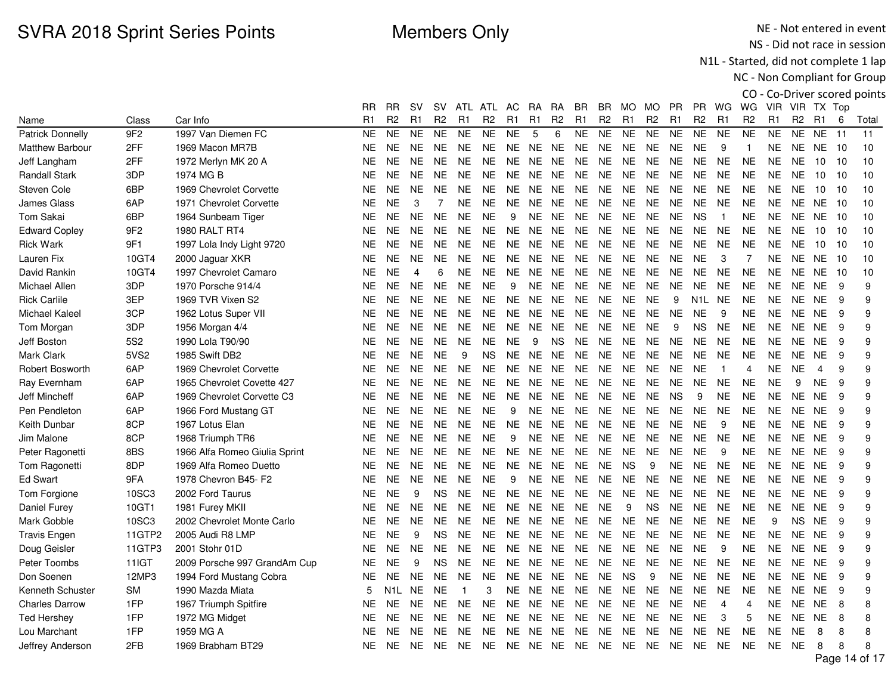# SVRA 2018 Sprint Series Points

Members Only

NE - Not entered in event
NS - Did not race in session
N1L - Started, did not complete 1 lap
NC - Non Compliant for Group
CO - Co-Driver scored points

| Name | Class | Car Info | RR R1 | RR R2 | SV R1 | SV R2 | ATL R1 | ATL R2 | AC R1 | RA R1 | RA R2 | BR R1 | BR R2 | MO R1 | MO R2 | PR R1 | PR R2 | WG R1 | WG R2 | VIR R1 | VIR R2 | TX R1 | Top 6 | Total |
|---|---|---|---|---|---|---|---|---|---|---|---|---|---|---|---|---|---|---|---|---|---|---|---|---|
| Patrick Donnelly | 9F2 | 1997 Van Diemen FC | NE | NE | NE | NE | NE | NE | NE | 5 | 6 | NE | NE | NE | NE | NE | NE | NE | NE | NE | NE | NE | 11 | 11 |
| Matthew Barbour | 2FF | 1969 Macon MR7B | NE | NE | NE | NE | NE | NE | NE | NE | NE | NE | NE | NE | NE | NE | NE | 9 | 1 | NE | NE | NE | 10 | 10 |
| Jeff Langham | 2FF | 1972 Merlyn MK 20 A | NE | NE | NE | NE | NE | NE | NE | NE | NE | NE | NE | NE | NE | NE | NE | NE | NE | NE | NE | 10 | 10 | 10 |
| Randall Stark | 3DP | 1974 MG B | NE | NE | NE | NE | NE | NE | NE | NE | NE | NE | NE | NE | NE | NE | NE | NE | NE | NE | NE | 10 | 10 | 10 |
| Steven Cole | 6BP | 1969 Chevrolet Corvette | NE | NE | NE | NE | NE | NE | NE | NE | NE | NE | NE | NE | NE | NE | NE | NE | NE | NE | NE | 10 | 10 | 10 |
| James Glass | 6AP | 1971 Chevrolet Corvette | NE | NE | 3 | 7 | NE | NE | NE | NE | NE | NE | NE | NE | NE | NE | NE | NE | NE | NE | NE | NE | 10 | 10 |
| Tom Sakai | 6BP | 1964 Sunbeam Tiger | NE | NE | NE | NE | NE | NE | 9 | NE | NE | NE | NE | NE | NE | NE | NS | 1 | NE | NE | NE | NE | 10 | 10 |
| Edward Copley | 9F2 | 1980 RALT RT4 | NE | NE | NE | NE | NE | NE | NE | NE | NE | NE | NE | NE | NE | NE | NE | NE | NE | NE | NE | 10 | 10 | 10 |
| Rick Wark | 9F1 | 1997 Lola Indy Light 9720 | NE | NE | NE | NE | NE | NE | NE | NE | NE | NE | NE | NE | NE | NE | NE | NE | NE | NE | NE | 10 | 10 | 10 |
| Lauren Fix | 10GT4 | 2000 Jaguar XKR | NE | NE | NE | NE | NE | NE | NE | NE | NE | NE | NE | NE | NE | NE | NE | 3 | 7 | NE | NE | NE | 10 | 10 |
| David Rankin | 10GT4 | 1997 Chevrolet Camaro | NE | NE | 4 | 6 | NE | NE | NE | NE | NE | NE | NE | NE | NE | NE | NE | NE | NE | NE | NE | NE | 10 | 10 |
| Michael Allen | 3DP | 1970 Porsche 914/4 | NE | NE | NE | NE | NE | NE | 9 | NE | NE | NE | NE | NE | NE | NE | NE | NE | NE | NE | NE | NE | 9 | 9 |
| Rick Carlile | 3EP | 1969 TVR Vixen S2 | NE | NE | NE | NE | NE | NE | NE | NE | NE | NE | NE | NE | NE | 9 | N1L | NE | NE | NE | NE | NE | 9 | 9 |
| Michael Kaleel | 3CP | 1962 Lotus Super VII | NE | NE | NE | NE | NE | NE | NE | NE | NE | NE | NE | NE | NE | NE | NE | 9 | NE | NE | NE | NE | 9 | 9 |
| Tom Morgan | 3DP | 1956 Morgan 4/4 | NE | NE | NE | NE | NE | NE | NE | NE | NE | NE | NE | NE | NE | 9 | NS | NE | NE | NE | NE | NE | 9 | 9 |
| Jeff Boston | 5S2 | 1990 Lola T90/90 | NE | NE | NE | NE | NE | NE | NE | 9 | NS | NE | NE | NE | NE | NE | NE | NE | NE | NE | NE | NE | 9 | 9 |
| Mark Clark | 5VS2 | 1985 Swift DB2 | NE | NE | NE | NE | 9 | NS | NE | NE | NE | NE | NE | NE | NE | NE | NE | NE | NE | NE | NE | NE | 9 | 9 |
| Robert Bosworth | 6AP | 1969 Chevrolet Corvette | NE | NE | NE | NE | NE | NE | NE | NE | NE | NE | NE | NE | NE | NE | NE | 1 | 4 | NE | NE | 4 | 9 | 9 |
| Ray Evernham | 6AP | 1965 Chevrolet Covette 427 | NE | NE | NE | NE | NE | NE | NE | NE | NE | NE | NE | NE | NE | NE | NE | NE | NE | NE | 9 | NE | 9 | 9 |
| Jeff Mincheff | 6AP | 1969 Chevrolet Corvette C3 | NE | NE | NE | NE | NE | NE | NE | NE | NE | NE | NE | NE | NE | NS | 9 | NE | NE | NE | NE | NE | 9 | 9 |
| Pen Pendleton | 6AP | 1966 Ford Mustang GT | NE | NE | NE | NE | NE | NE | 9 | NE | NE | NE | NE | NE | NE | NE | NE | NE | NE | NE | NE | NE | 9 | 9 |
| Keith Dunbar | 8CP | 1967 Lotus Elan | NE | NE | NE | NE | NE | NE | NE | NE | NE | NE | NE | NE | NE | NE | NE | 9 | NE | NE | NE | NE | 9 | 9 |
| Jim Malone | 8CP | 1968 Triumph TR6 | NE | NE | NE | NE | NE | NE | 9 | NE | NE | NE | NE | NE | NE | NE | NE | NE | NE | NE | NE | NE | 9 | 9 |
| Peter Ragonetti | 8BS | 1966 Alfa Romeo Giulia Sprint | NE | NE | NE | NE | NE | NE | NE | NE | NE | NE | NE | NE | NE | NE | NE | 9 | NE | NE | NE | NE | 9 | 9 |
| Tom Ragonetti | 8DP | 1969 Alfa Romeo Duetto | NE | NE | NE | NE | NE | NE | NE | NE | NE | NE | NE | NS | 9 | NE | NE | NE | NE | NE | NE | NE | 9 | 9 |
| Ed Swart | 9FA | 1978 Chevron B45- F2 | NE | NE | NE | NE | NE | NE | 9 | NE | NE | NE | NE | NE | NE | NE | NE | NE | NE | NE | NE | NE | 9 | 9 |
| Tom Forgione | 10SC3 | 2002 Ford Taurus | NE | NE | 9 | NS | NE | NE | NE | NE | NE | NE | NE | NE | NE | NE | NE | NE | NE | NE | NE | NE | 9 | 9 |
| Daniel Furey | 10GT1 | 1981 Furey MKII | NE | NE | NE | NE | NE | NE | NE | NE | NE | NE | NE | 9 | NS | NE | NE | NE | NE | NE | NE | NE | 9 | 9 |
| Mark Gobble | 10SC3 | 2002 Chevrolet Monte Carlo | NE | NE | NE | NE | NE | NE | NE | NE | NE | NE | NE | NE | NE | NE | NE | NE | NE | 9 | NS | NE | 9 | 9 |
| Travis Engen | 11GTP2 | 2005 Audi R8 LMP | NE | NE | 9 | NS | NE | NE | NE | NE | NE | NE | NE | NE | NE | NE | NE | NE | NE | NE | NE | NE | 9 | 9 |
| Doug Geisler | 11GTP3 | 2001 Stohr 01D | NE | NE | NE | NE | NE | NE | NE | NE | NE | NE | NE | NE | NE | NE | NE | 9 | NE | NE | NE | NE | 9 | 9 |
| Peter Toombs | 11IGT | 2009 Porsche 997 GrandAm Cup | NE | NE | 9 | NS | NE | NE | NE | NE | NE | NE | NE | NE | NE | NE | NE | NE | NE | NE | NE | NE | 9 | 9 |
| Don Soenen | 12MP3 | 1994 Ford Mustang Cobra | NE | NE | NE | NE | NE | NE | NE | NE | NE | NE | NE | NS | 9 | NE | NE | NE | NE | NE | NE | NE | 9 | 9 |
| Kenneth Schuster | SM | 1990 Mazda Miata | 5 | N1L | NE | NE | 1 | 3 | NE | NE | NE | NE | NE | NE | NE | NE | NE | NE | NE | NE | NE | NE | 9 | 9 |
| Charles Darrow | 1FP | 1967 Triumph Spitfire | NE | NE | NE | NE | NE | NE | NE | NE | NE | NE | NE | NE | NE | NE | NE | 4 | 4 | NE | NE | NE | 8 | 8 |
| Ted Hershey | 1FP | 1972 MG Midget | NE | NE | NE | NE | NE | NE | NE | NE | NE | NE | NE | NE | NE | NE | NE | 3 | 5 | NE | NE | NE | 8 | 8 |
| Lou Marchant | 1FP | 1959 MG A | NE | NE | NE | NE | NE | NE | NE | NE | NE | NE | NE | NE | NE | NE | NE | NE | NE | NE | NE | 8 | 8 | 8 |
| Jeffrey Anderson | 2FB | 1969 Brabham BT29 | NE | NE | NE | NE | NE | NE | NE | NE | NE | NE | NE | NE | NE | NE | NE | NE | NE | NE | NE | 8 | 8 | 8 |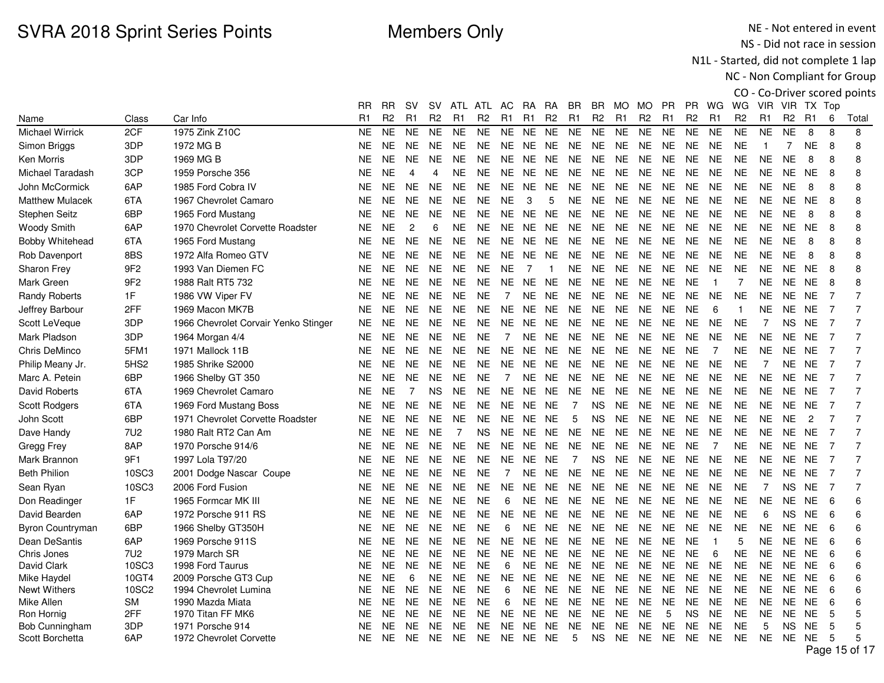# SVRA 2018 Sprint Series Points

**Members Only**

NE - Not entered in event
NS - Did not race in session
N1L - Started, did not complete 1 lap
NC - Non Compliant for Group
CO - Co-Driver scored points

| Name | Class | Car Info | RR R1 | RR R2 | SV R1 | SV R2 | ATL R1 | ATL R2 | AC R1 | RA R1 | RA R2 | BR R1 | BR R2 | MO R1 | MO R2 | PR R1 | PR R2 | WG R1 | WG R2 | VIR R1 | VIR R2 | TX R1 | Top 6 | Total |
|---|---|---|---|---|---|---|---|---|---|---|---|---|---|---|---|---|---|---|---|---|---|---|---|---|
| Michael Wirrick | 2CF | 1975 Zink Z10C | NE | NE | NE | NE | NE | NE | NE | NE | NE | NE | NE | NE | NE | NE | NE | NE | NE | NE | NE | 8 | 8 | 8 |
| Simon Briggs | 3DP | 1972 MG B | NE | NE | NE | NE | NE | NE | NE | NE | NE | NE | NE | NE | NE | NE | NE | NE | NE | 1 | 7 | NE | 8 | 8 |
| Ken Morris | 3DP | 1969 MG B | NE | NE | NE | NE | NE | NE | NE | NE | NE | NE | NE | NE | NE | NE | NE | NE | NE | NE | NE | 8 | 8 | 8 |
| Michael Taradash | 3CP | 1959 Porsche 356 | NE | NE | 4 | 4 | NE | NE | NE | NE | NE | NE | NE | NE | NE | NE | NE | NE | NE | NE | NE | NE | 8 | 8 |
| John McCormick | 6AP | 1985 Ford Cobra IV | NE | NE | NE | NE | NE | NE | NE | NE | NE | NE | NE | NE | NE | NE | NE | NE | NE | NE | NE | 8 | 8 | 8 |
| Matthew Mulacek | 6TA | 1967 Chevrolet Camaro | NE | NE | NE | NE | NE | NE | NE | 3 | 5 | NE | NE | NE | NE | NE | NE | NE | NE | NE | NE | NE | 8 | 8 |
| Stephen Seitz | 6BP | 1965 Ford Mustang | NE | NE | NE | NE | NE | NE | NE | NE | NE | NE | NE | NE | NE | NE | NE | NE | NE | NE | NE | 8 | 8 | 8 |
| Woody Smith | 6AP | 1970 Chevrolet Corvette Roadster | NE | NE | 2 | 6 | NE | NE | NE | NE | NE | NE | NE | NE | NE | NE | NE | NE | NE | NE | NE | NE | 8 | 8 |
| Bobby Whitehead | 6TA | 1965 Ford Mustang | NE | NE | NE | NE | NE | NE | NE | NE | NE | NE | NE | NE | NE | NE | NE | NE | NE | NE | NE | 8 | 8 | 8 |
| Rob Davenport | 8BS | 1972 Alfa Romeo GTV | NE | NE | NE | NE | NE | NE | NE | NE | NE | NE | NE | NE | NE | NE | NE | NE | NE | NE | NE | 8 | 8 | 8 |
| Sharon Frey | 9F2 | 1993 Van Diemen FC | NE | NE | NE | NE | NE | NE | NE | 7 | 1 | NE | NE | NE | NE | NE | NE | NE | NE | NE | NE | NE | 8 | 8 |
| Mark Green | 9F2 | 1988 Ralt RT5 732 | NE | NE | NE | NE | NE | NE | NE | NE | NE | NE | NE | NE | NE | NE | NE | 1 | 7 | NE | NE | NE | 8 | 8 |
| Randy Roberts | 1F | 1986 VW Viper FV | NE | NE | NE | NE | NE | NE | 7 | NE | NE | NE | NE | NE | NE | NE | NE | NE | NE | NE | NE | NE | 7 | 7 |
| Jeffrey Barbour | 2FF | 1969 Macon MK7B | NE | NE | NE | NE | NE | NE | NE | NE | NE | NE | NE | NE | NE | NE | NE | 6 | 1 | NE | NE | NE | 7 | 7 |
| Scott LeVeque | 3DP | 1966 Chevrolet Corvair Yenko Stinger | NE | NE | NE | NE | NE | NE | NE | NE | NE | NE | NE | NE | NE | NE | NE | NE | NE | 7 | NS | NE | 7 | 7 |
| Mark Pladson | 3DP | 1964 Morgan 4/4 | NE | NE | NE | NE | NE | NE | 7 | NE | NE | NE | NE | NE | NE | NE | NE | NE | NE | NE | NE | NE | 7 | 7 |
| Chris DeMinco | 5FM1 | 1971 Mallock 11B | NE | NE | NE | NE | NE | NE | NE | NE | NE | NE | NE | NE | NE | NE | NE | 7 | NE | NE | NE | NE | 7 | 7 |
| Philip Meany Jr. | 5HS2 | 1985 Shrike S2000 | NE | NE | NE | NE | NE | NE | NE | NE | NE | NE | NE | NE | NE | NE | NE | NE | NE | 7 | NE | NE | 7 | 7 |
| Marc A. Petein | 6BP | 1966 Shelby GT 350 | NE | NE | NE | NE | NE | NE | 7 | NE | NE | NE | NE | NE | NE | NE | NE | NE | NE | NE | NE | NE | 7 | 7 |
| David Roberts | 6TA | 1969 Chevrolet Camaro | NE | NE | 7 | NS | NE | NE | NE | NE | NE | NE | NE | NE | NE | NE | NE | NE | NE | NE | NE | NE | 7 | 7 |
| Scott Rodgers | 6TA | 1969 Ford Mustang Boss | NE | NE | NE | NE | NE | NE | NE | NE | NE | 7 | NS | NE | NE | NE | NE | NE | NE | NE | NE | NE | 7 | 7 |
| John Scott | 6BP | 1971 Chevrolet Corvette Roadster | NE | NE | NE | NE | NE | NE | NE | NE | NE | 5 | NS | NE | NE | NE | NE | NE | NE | NE | NE | 2 | 7 | 7 |
| Dave Handy | 7U2 | 1980 Ralt RT2 Can Am | NE | NE | NE | NE | 7 | NS | NE | NE | NE | NE | NE | NE | NE | NE | NE | NE | NE | NE | NE | NE | 7 | 7 |
| Gregg Frey | 8AP | 1970 Porsche 914/6 | NE | NE | NE | NE | NE | NE | NE | NE | NE | NE | NE | NE | NE | NE | NE | 7 | NE | NE | NE | NE | 7 | 7 |
| Mark Brannon | 9F1 | 1997 Lola T97/20 | NE | NE | NE | NE | NE | NE | NE | NE | NE | 7 | NS | NE | NE | NE | NE | NE | NE | NE | NE | NE | 7 | 7 |
| Beth Philion | 10SC3 | 2001 Dodge Nascar Coupe | NE | NE | NE | NE | NE | NE | 7 | NE | NE | NE | NE | NE | NE | NE | NE | NE | NE | NE | NE | NE | 7 | 7 |
| Sean Ryan | 10SC3 | 2006 Ford Fusion | NE | NE | NE | NE | NE | NE | NE | NE | NE | NE | NE | NE | NE | NE | NE | NE | NE | 7 | NS | NE | 7 | 7 |
| Don Readinger | 1F | 1965 Formcar MK III | NE | NE | NE | NE | NE | NE | 6 | NE | NE | NE | NE | NE | NE | NE | NE | NE | NE | NE | NE | NE | 6 | 6 |
| David Bearden | 6AP | 1972 Porsche 911 RS | NE | NE | NE | NE | NE | NE | NE | NE | NE | NE | NE | NE | NE | NE | NE | NE | NE | 6 | NS | NE | 6 | 6 |
| Byron Countryman | 6BP | 1966 Shelby GT350H | NE | NE | NE | NE | NE | NE | 6 | NE | NE | NE | NE | NE | NE | NE | NE | NE | NE | NE | NE | NE | 6 | 6 |
| Dean DeSantis | 6AP | 1969 Porsche 911S | NE | NE | NE | NE | NE | NE | NE | NE | NE | NE | NE | NE | NE | NE | NE | 1 | 5 | NE | NE | NE | 6 | 6 |
| Chris Jones | 7U2 | 1979 March SR | NE | NE | NE | NE | NE | NE | NE | NE | NE | NE | NE | NE | NE | NE | NE | 6 | NE | NE | NE | NE | 6 | 6 |
| David Clark | 10SC3 | 1998 Ford Taurus | NE | NE | NE | NE | NE | NE | 6 | NE | NE | NE | NE | NE | NE | NE | NE | NE | NE | NE | NE | NE | 6 | 6 |
| Mike Haydel | 10GT4 | 2009 Porsche GT3 Cup | NE | NE | 6 | NE | NE | NE | NE | NE | NE | NE | NE | NE | NE | NE | NE | NE | NE | NE | NE | NE | 6 | 6 |
| Newt Withers | 10SC2 | 1994 Chevrolet Lumina | NE | NE | NE | NE | NE | NE | 6 | NE | NE | NE | NE | NE | NE | NE | NE | NE | NE | NE | NE | NE | 6 | 6 |
| Mike Allen | SM | 1990 Mazda Miata | NE | NE | NE | NE | NE | NE | 6 | NE | NE | NE | NE | NE | NE | NE | NE | NE | NE | NE | NE | NE | 6 | 6 |
| Ron Hornig | 2FF | 1970 Titan FF MK6 | NE | NE | NE | NE | NE | NE | NE | NE | NE | NE | NE | NE | NE | 5 | NS | NE | NE | NE | NE | NE | 5 | 5 |
| Bob Cunningham | 3DP | 1971 Porsche 914 | NE | NE | NE | NE | NE | NE | NE | NE | NE | NE | NE | NE | NE | NE | NE | NE | NE | 5 | NS | NE | 5 | 5 |
| Scott Borchetta | 6AP | 1972 Chevrolet Corvette | NE | NE | NE | NE | NE | NE | NE | NE | NE | 5 | NS | NE | NE | NE | NE | NE | NE | NE | NE | NE | 5 | 5 |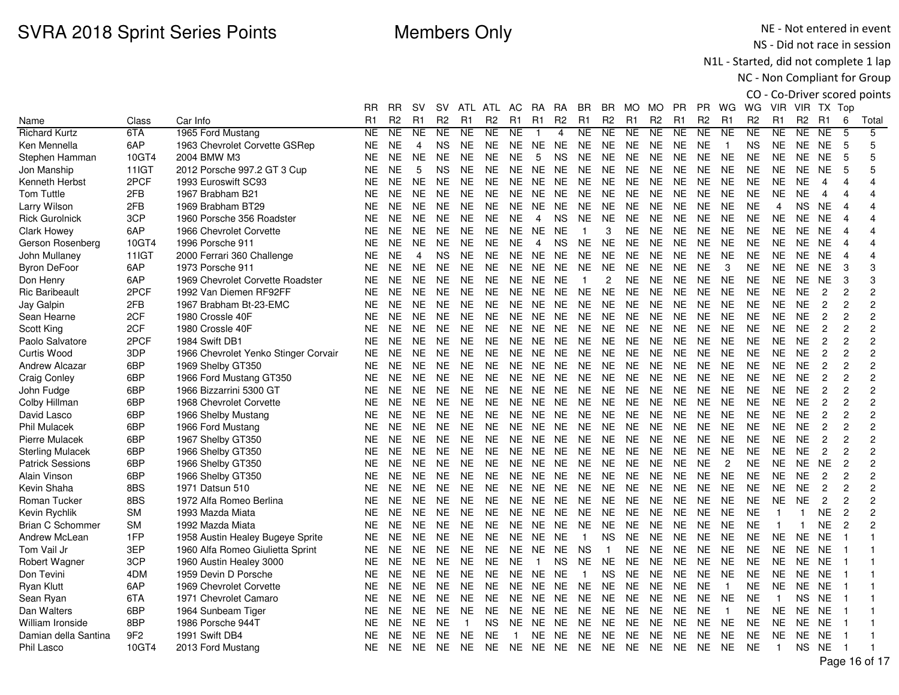# SVRA 2018 Sprint Series Points

## Members Only

NE - Not entered in event
NS - Did not race in session
N1L - Started, did not complete 1 lap
NC - Non Compliant for Group
CO - Co-Driver scored points

| Name | Class | Car Info | RR R1 | RR R2 | SV R1 | SV R2 | ATL R1 | ATL R2 | AC R1 | RA R1 | RA R2 | BR R1 | BR R2 | MO R1 | MO R2 | PR R1 | PR R2 | WG R1 | WG R2 | VIR R1 | VIR R2 | TX R1 | Top 6 | Total |
|---|---|---|---|---|---|---|---|---|---|---|---|---|---|---|---|---|---|---|---|---|---|---|---|---|
| Richard Kurtz | 6TA | 1965 Ford Mustang | NE | NE | NE | NE | NE | NE | NE | 1 | 4 | NE | NE | NE | NE | NE | NE | NE | NE | NE | NE | NE | 5 | 5 |
| Ken Mennella | 6AP | 1963 Chevrolet Corvette GSRep | NE | NE | 4 | NS | NE | NE | NE | NE | NE | NE | NE | NE | NE | NE | NE | 1 | NS | NE | NE | NE | 5 | 5 |
| Stephen Hamman | 10GT4 | 2004 BMW M3 | NE | NE | NE | NE | NE | NE | NE | 5 | NS | NE | NE | NE | NE | NE | NE | NE | NE | NE | NE | NE | 5 | 5 |
| Jon Manship | 11IGT | 2012 Porsche 997.2 GT 3 Cup | NE | NE | 5 | NS | NE | NE | NE | NE | NE | NE | NE | NE | NE | NE | NE | NE | NE | NE | NE | NE | 5 | 5 |
| Kenneth Herbst | 2PCF | 1993 Euroswift SC93 | NE | NE | NE | NE | NE | NE | NE | NE | NE | NE | NE | NE | NE | NE | NE | NE | NE | NE | NE | 4 | 4 | 4 |
| Tom Tuttle | 2FB | 1967 Brabham B21 | NE | NE | NE | NE | NE | NE | NE | NE | NE | NE | NE | NE | NE | NE | NE | NE | NE | NE | NE | 4 | 4 | 4 |
| Larry Wilson | 2FB | 1969 Brabham BT29 | NE | NE | NE | NE | NE | NE | NE | NE | NE | NE | NE | NE | NE | NE | NE | NE | NE | 4 | NS | NE | 4 | 4 |
| Rick Gurolnick | 3CP | 1960 Porsche 356 Roadster | NE | NE | NE | NE | NE | NE | NE | 4 | NS | NE | NE | NE | NE | NE | NE | NE | NE | NE | NE | NE | 4 | 4 |
| Clark Howey | 6AP | 1966 Chevrolet Corvette | NE | NE | NE | NE | NE | NE | NE | NE | NE | 1 | 3 | NE | NE | NE | NE | NE | NE | NE | NE | NE | 4 | 4 |
| Gerson Rosenberg | 10GT4 | 1996 Porsche 911 | NE | NE | NE | NE | NE | NE | NE | 4 | NS | NE | NE | NE | NE | NE | NE | NE | NE | NE | NE | NE | 4 | 4 |
| John Mullaney | 11IGT | 2000 Ferrari 360 Challenge | NE | NE | 4 | NS | NE | NE | NE | NE | NE | NE | NE | NE | NE | NE | NE | NE | NE | NE | NE | NE | 4 | 4 |
| Byron DeFoor | 6AP | 1973 Porsche 911 | NE | NE | NE | NE | NE | NE | NE | NE | NE | NE | NE | NE | NE | NE | NE | 3 | NE | NE | NE | NE | 3 | 3 |
| Don Henry | 6AP | 1969 Chevrolet Corvette Roadster | NE | NE | NE | NE | NE | NE | NE | NE | NE | 1 | 2 | NE | NE | NE | NE | NE | NE | NE | NE | NE | 3 | 3 |
| Ric Baribeault | 2PCF | 1992 Van Diemen RF92FF | NE | NE | NE | NE | NE | NE | NE | NE | NE | NE | NE | NE | NE | NE | NE | NE | NE | NE | NE | 2 | 2 | 2 |
| Jay Galpin | 2FB | 1967 Brabham Bt-23-EMC | NE | NE | NE | NE | NE | NE | NE | NE | NE | NE | NE | NE | NE | NE | NE | NE | NE | NE | NE | 2 | 2 | 2 |
| Sean Hearne | 2CF | 1980 Crossle 40F | NE | NE | NE | NE | NE | NE | NE | NE | NE | NE | NE | NE | NE | NE | NE | NE | NE | NE | NE | 2 | 2 | 2 |
| Scott King | 2CF | 1980 Crossle 40F | NE | NE | NE | NE | NE | NE | NE | NE | NE | NE | NE | NE | NE | NE | NE | NE | NE | NE | NE | 2 | 2 | 2 |
| Paolo Salvatore | 2PCF | 1984 Swift DB1 | NE | NE | NE | NE | NE | NE | NE | NE | NE | NE | NE | NE | NE | NE | NE | NE | NE | NE | NE | 2 | 2 | 2 |
| Curtis Wood | 3DP | 1966 Chevrolet Yenko Stinger Corvair | NE | NE | NE | NE | NE | NE | NE | NE | NE | NE | NE | NE | NE | NE | NE | NE | NE | NE | NE | 2 | 2 | 2 |
| Andrew Alcazar | 6BP | 1969 Shelby GT350 | NE | NE | NE | NE | NE | NE | NE | NE | NE | NE | NE | NE | NE | NE | NE | NE | NE | NE | NE | 2 | 2 | 2 |
| Craig Conley | 6BP | 1966 Ford Mustang GT350 | NE | NE | NE | NE | NE | NE | NE | NE | NE | NE | NE | NE | NE | NE | NE | NE | NE | NE | NE | 2 | 2 | 2 |
| John Fudge | 6BP | 1966 Bizzarrini 5300 GT | NE | NE | NE | NE | NE | NE | NE | NE | NE | NE | NE | NE | NE | NE | NE | NE | NE | NE | NE | 2 | 2 | 2 |
| Colby Hillman | 6BP | 1968 Chevrolet Corvette | NE | NE | NE | NE | NE | NE | NE | NE | NE | NE | NE | NE | NE | NE | NE | NE | NE | NE | NE | 2 | 2 | 2 |
| David Lasco | 6BP | 1966 Shelby Mustang | NE | NE | NE | NE | NE | NE | NE | NE | NE | NE | NE | NE | NE | NE | NE | NE | NE | NE | NE | 2 | 2 | 2 |
| Phil Mulacek | 6BP | 1966 Ford Mustang | NE | NE | NE | NE | NE | NE | NE | NE | NE | NE | NE | NE | NE | NE | NE | NE | NE | NE | NE | 2 | 2 | 2 |
| Pierre Mulacek | 6BP | 1967 Shelby GT350 | NE | NE | NE | NE | NE | NE | NE | NE | NE | NE | NE | NE | NE | NE | NE | NE | NE | NE | NE | 2 | 2 | 2 |
| Sterling Mulacek | 6BP | 1966 Shelby GT350 | NE | NE | NE | NE | NE | NE | NE | NE | NE | NE | NE | NE | NE | NE | NE | NE | NE | NE | NE | 2 | 2 | 2 |
| Patrick Sessions | 6BP | 1966 Shelby GT350 | NE | NE | NE | NE | NE | NE | NE | NE | NE | NE | NE | NE | NE | NE | NE | 2 | NE | NE | NE | NE | 2 | 2 |
| Alain Vinson | 6BP | 1966 Shelby GT350 | NE | NE | NE | NE | NE | NE | NE | NE | NE | NE | NE | NE | NE | NE | NE | NE | NE | NE | NE | 2 | 2 | 2 |
| Kevin Shaha | 8BS | 1971 Datsun 510 | NE | NE | NE | NE | NE | NE | NE | NE | NE | NE | NE | NE | NE | NE | NE | NE | NE | NE | NE | 2 | 2 | 2 |
| Roman Tucker | 8BS | 1972 Alfa Romeo Berlina | NE | NE | NE | NE | NE | NE | NE | NE | NE | NE | NE | NE | NE | NE | NE | NE | NE | NE | NE | 2 | 2 | 2 |
| Kevin Rychlik | SM | 1993 Mazda Miata | NE | NE | NE | NE | NE | NE | NE | NE | NE | NE | NE | NE | NE | NE | NE | NE | NE | 1 | 1 | NE | 2 | 2 |
| Brian C Schommer | SM | 1992 Mazda Miata | NE | NE | NE | NE | NE | NE | NE | NE | NE | NE | NE | NE | NE | NE | NE | NE | NE | 1 | 1 | NE | 2 | 2 |
| Andrew McLean | 1FP | 1958 Austin Healey Bugeye Sprite | NE | NE | NE | NE | NE | NE | NE | NE | NE | 1 | NS | NE | NE | NE | NE | NE | NE | NE | NE | NE | 1 | 1 |
| Tom Vail Jr | 3EP | 1960 Alfa Romeo Giulietta Sprint | NE | NE | NE | NE | NE | NE | NE | NE | NE | NS | 1 | NE | NE | NE | NE | NE | NE | NE | NE | NE | 1 | 1 |
| Robert Wagner | 3CP | 1960 Austin Healey 3000 | NE | NE | NE | NE | NE | NE | NE | 1 | NS | NE | NE | NE | NE | NE | NE | NE | NE | NE | NE | NE | 1 | 1 |
| Don Tevini | 4DM | 1959 Devin D Porsche | NE | NE | NE | NE | NE | NE | NE | NE | NE | 1 | NS | NE | NE | NE | NE | NE | NE | NE | NE | NE | 1 | 1 |
| Ryan Klutt | 6AP | 1969 Chevrolet Corvette | NE | NE | NE | NE | NE | NE | NE | NE | NE | NE | NE | NE | NE | NE | NE | 1 | NE | NE | NE | NE | 1 | 1 |
| Sean Ryan | 6TA | 1971 Chevrolet Camaro | NE | NE | NE | NE | NE | NE | NE | NE | NE | NE | NE | NE | NE | NE | NE | NE | NE | 1 | NS | NE | 1 | 1 |
| Dan Walters | 6BP | 1964 Sunbeam Tiger | NE | NE | NE | NE | NE | NE | NE | NE | NE | NE | NE | NE | NE | NE | NE | 1 | NE | NE | NE | NE | 1 | 1 |
| William Ironside | 8BP | 1986 Porsche 944T | NE | NE | NE | NE | 1 | NS | NE | NE | NE | NE | NE | NE | NE | NE | NE | NE | NE | NE | NE | NE | 1 | 1 |
| Damian della Santina | 9F2 | 1991 Swift DB4 | NE | NE | NE | NE | NE | NE | 1 | NE | NE | NE | NE | NE | NE | NE | NE | NE | NE | NE | NE | NE | 1 | 1 |
| Phil Lasco | 10GT4 | 2013 Ford Mustang | NE | NE | NE | NE | NE | NE | NE | NE | NE | NE | NE | NE | NE | NE | NE | NE | NE | 1 | NS | NE | 1 | 1 |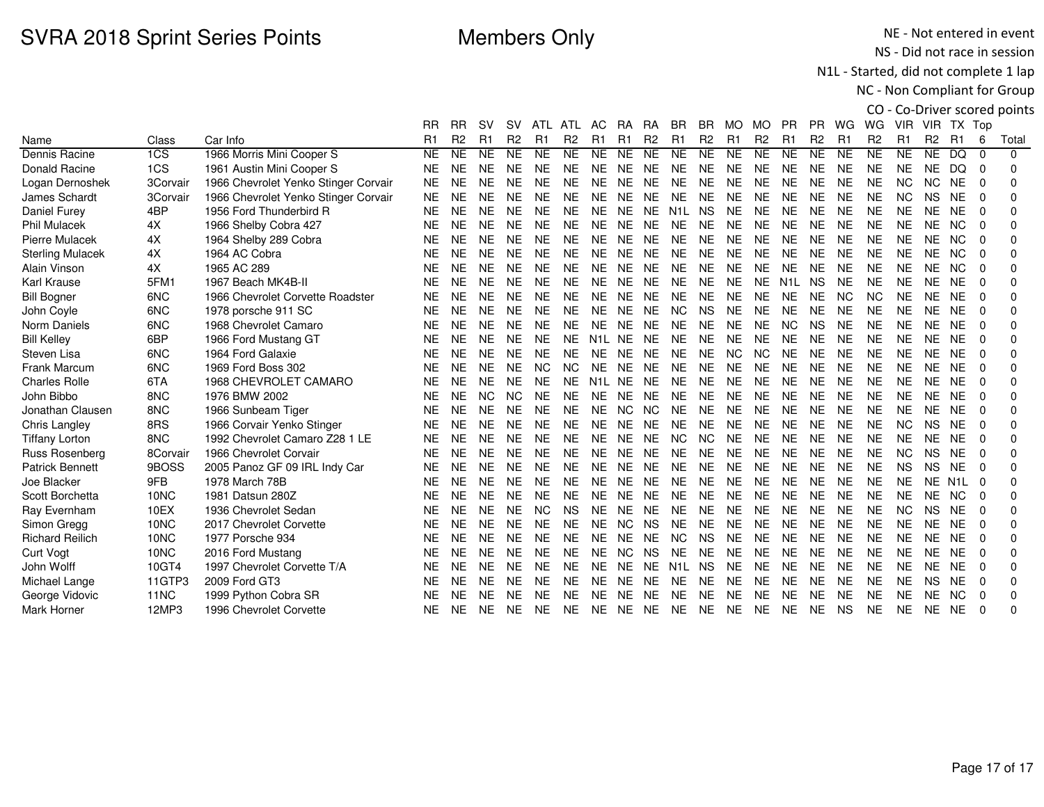# SVRA 2018 Sprint Series Points

Members Only

NE - Not entered in event
NS - Did not race in session
N1L - Started, did not complete 1 lap
NC - Non Compliant for Group
CO - Co-Driver scored points

| Name | Class | Car Info | RR R1 | RR R2 | SV R1 | SV R2 | ATL R1 | ATL R2 | AC R1 | RA R1 | RA R2 | BR R1 | BR R2 | MO R1 | MO R2 | PR R1 | PR R2 | WG R1 | WG R2 | VIR R1 | VIR R2 | TX R1 | Top 6 | Total |
|---|---|---|---|---|---|---|---|---|---|---|---|---|---|---|---|---|---|---|---|---|---|---|---|---|
| Dennis Racine | 1CS | 1966 Morris Mini Cooper S | NE | NE | NE | NE | NE | NE | NE | NE | NE | NE | NE | NE | NE | NE | NE | NE | NE | NE | NE | DQ | 0 | 0 |
| Donald Racine | 1CS | 1961 Austin Mini Cooper S | NE | NE | NE | NE | NE | NE | NE | NE | NE | NE | NE | NE | NE | NE | NE | NE | NE | NE | NE | DQ | 0 | 0 |
| Logan Dernoshek | 3Corvair | 1966 Chevrolet Yenko Stinger Corvair | NE | NE | NE | NE | NE | NE | NE | NE | NE | NE | NE | NE | NE | NE | NE | NE | NE | NC | NC | NE | 0 | 0 |
| James Schardt | 3Corvair | 1966 Chevrolet Yenko Stinger Corvair | NE | NE | NE | NE | NE | NE | NE | NE | NE | NE | NE | NE | NE | NE | NE | NE | NE | NC | NS | NE | 0 | 0 |
| Daniel Furey | 4BP | 1956 Ford Thunderbird R | NE | NE | NE | NE | NE | NE | NE | NE | NE | N1L | NS | NE | NE | NE | NE | NE | NE | NE | NE | NE | 0 | 0 |
| Phil Mulacek | 4X | 1966 Shelby Cobra 427 | NE | NE | NE | NE | NE | NE | NE | NE | NE | NE | NE | NE | NE | NE | NE | NE | NE | NE | NE | NC | 0 | 0 |
| Pierre Mulacek | 4X | 1964 Shelby 289 Cobra | NE | NE | NE | NE | NE | NE | NE | NE | NE | NE | NE | NE | NE | NE | NE | NE | NE | NE | NE | NC | 0 | 0 |
| Sterling Mulacek | 4X | 1964 AC Cobra | NE | NE | NE | NE | NE | NE | NE | NE | NE | NE | NE | NE | NE | NE | NE | NE | NE | NE | NE | NC | 0 | 0 |
| Alain Vinson | 4X | 1965 AC 289 | NE | NE | NE | NE | NE | NE | NE | NE | NE | NE | NE | NE | NE | NE | NE | NE | NE | NE | NE | NC | 0 | 0 |
| Karl Krause | 5FM1 | 1967 Beach MK4B-II | NE | NE | NE | NE | NE | NE | NE | NE | NE | NE | NE | NE | NE | N1L | NS | NE | NE | NE | NE | NE | 0 | 0 |
| Bill Bogner | 6NC | 1966 Chevrolet Corvette Roadster | NE | NE | NE | NE | NE | NE | NE | NE | NE | NE | NE | NE | NE | NE | NE | NC | NC | NE | NE | NE | 0 | 0 |
| John Coyle | 6NC | 1978 porsche 911 SC | NE | NE | NE | NE | NE | NE | NE | NE | NE | NC | NS | NE | NE | NE | NE | NE | NE | NE | NE | NE | 0 | 0 |
| Norm Daniels | 6NC | 1968 Chevrolet Camaro | NE | NE | NE | NE | NE | NE | NE | NE | NE | NE | NE | NE | NE | NC | NS | NE | NE | NE | NE | NE | 0 | 0 |
| Bill Kelley | 6BP | 1966 Ford Mustang GT | NE | NE | NE | NE | NE | NE | N1L | NE | NE | NE | NE | NE | NE | NE | NE | NE | NE | NE | NE | NE | 0 | 0 |
| Steven Lisa | 6NC | 1964 Ford Galaxie | NE | NE | NE | NE | NE | NE | NE | NE | NE | NE | NE | NC | NC | NE | NE | NE | NE | NE | NE | NE | 0 | 0 |
| Frank Marcum | 6NC | 1969 Ford Boss 302 | NE | NE | NE | NE | NC | NC | NE | NE | NE | NE | NE | NE | NE | NE | NE | NE | NE | NE | NE | NE | 0 | 0 |
| Charles Rolle | 6TA | 1968 CHEVROLET CAMARO | NE | NE | NE | NE | NE | NE | N1L | NE | NE | NE | NE | NE | NE | NE | NE | NE | NE | NE | NE | NE | 0 | 0 |
| John Bibbo | 8NC | 1976 BMW 2002 | NE | NE | NC | NC | NE | NE | NE | NE | NE | NE | NE | NE | NE | NE | NE | NE | NE | NE | NE | NE | 0 | 0 |
| Jonathan Clausen | 8NC | 1966 Sunbeam Tiger | NE | NE | NE | NE | NE | NE | NE | NC | NC | NE | NE | NE | NE | NE | NE | NE | NE | NE | NE | NE | 0 | 0 |
| Chris Langley | 8RS | 1966 Corvair Yenko Stinger | NE | NE | NE | NE | NE | NE | NE | NE | NE | NE | NE | NE | NE | NE | NE | NE | NE | NC | NS | NE | 0 | 0 |
| Tiffany Lorton | 8NC | 1992 Chevrolet Camaro Z28 1 LE | NE | NE | NE | NE | NE | NE | NE | NE | NE | NC | NC | NE | NE | NE | NE | NE | NE | NE | NE | NE | 0 | 0 |
| Russ Rosenberg | 8Corvair | 1966 Chevrolet Corvair | NE | NE | NE | NE | NE | NE | NE | NE | NE | NE | NE | NE | NE | NE | NE | NE | NE | NC | NS | NE | 0 | 0 |
| Patrick Bennett | 9BOSS | 2005 Panoz GF 09 IRL Indy Car | NE | NE | NE | NE | NE | NE | NE | NE | NE | NE | NE | NE | NE | NE | NE | NE | NE | NS | NS | NE | 0 | 0 |
| Joe Blacker | 9FB | 1978 March 78B | NE | NE | NE | NE | NE | NE | NE | NE | NE | NE | NE | NE | NE | NE | NE | NE | NE | NE | NE | N1L | 0 | 0 |
| Scott Borchetta | 10NC | 1981 Datsun 280Z | NE | NE | NE | NE | NE | NE | NE | NE | NE | NE | NE | NE | NE | NE | NE | NE | NE | NE | NE | NC | 0 | 0 |
| Ray Evernham | 10EX | 1936 Chevrolet Sedan | NE | NE | NE | NE | NC | NS | NE | NE | NE | NE | NE | NE | NE | NE | NE | NE | NE | NC | NS | NE | 0 | 0 |
| Simon Gregg | 10NC | 2017 Chevrolet Corvette | NE | NE | NE | NE | NE | NE | NE | NC | NS | NE | NE | NE | NE | NE | NE | NE | NE | NE | NE | NE | 0 | 0 |
| Richard Reilich | 10NC | 1977 Porsche 934 | NE | NE | NE | NE | NE | NE | NE | NE | NE | NC | NS | NE | NE | NE | NE | NE | NE | NE | NE | NE | 0 | 0 |
| Curt Vogt | 10NC | 2016 Ford Mustang | NE | NE | NE | NE | NE | NE | NE | NC | NS | NE | NE | NE | NE | NE | NE | NE | NE | NE | NE | NE | 0 | 0 |
| John Wolff | 10GT4 | 1997 Chevrolet Corvette T/A | NE | NE | NE | NE | NE | NE | NE | NE | NE | N1L | NS | NE | NE | NE | NE | NE | NE | NE | NE | NE | 0 | 0 |
| Michael Lange | 11GTP3 | 2009 Ford GT3 | NE | NE | NE | NE | NE | NE | NE | NE | NE | NE | NE | NE | NE | NE | NE | NE | NE | NE | NS | NE | 0 | 0 |
| George Vidovic | 11NC | 1999 Python Cobra SR | NE | NE | NE | NE | NE | NE | NE | NE | NE | NE | NE | NE | NE | NE | NE | NE | NE | NE | NE | NC | 0 | 0 |
| Mark Horner | 12MP3 | 1996 Chevrolet Corvette | NE | NE | NE | NE | NE | NE | NE | NE | NE | NE | NE | NE | NE | NE | NE | NS | NE | NE | NE | NE | 0 | 0 |